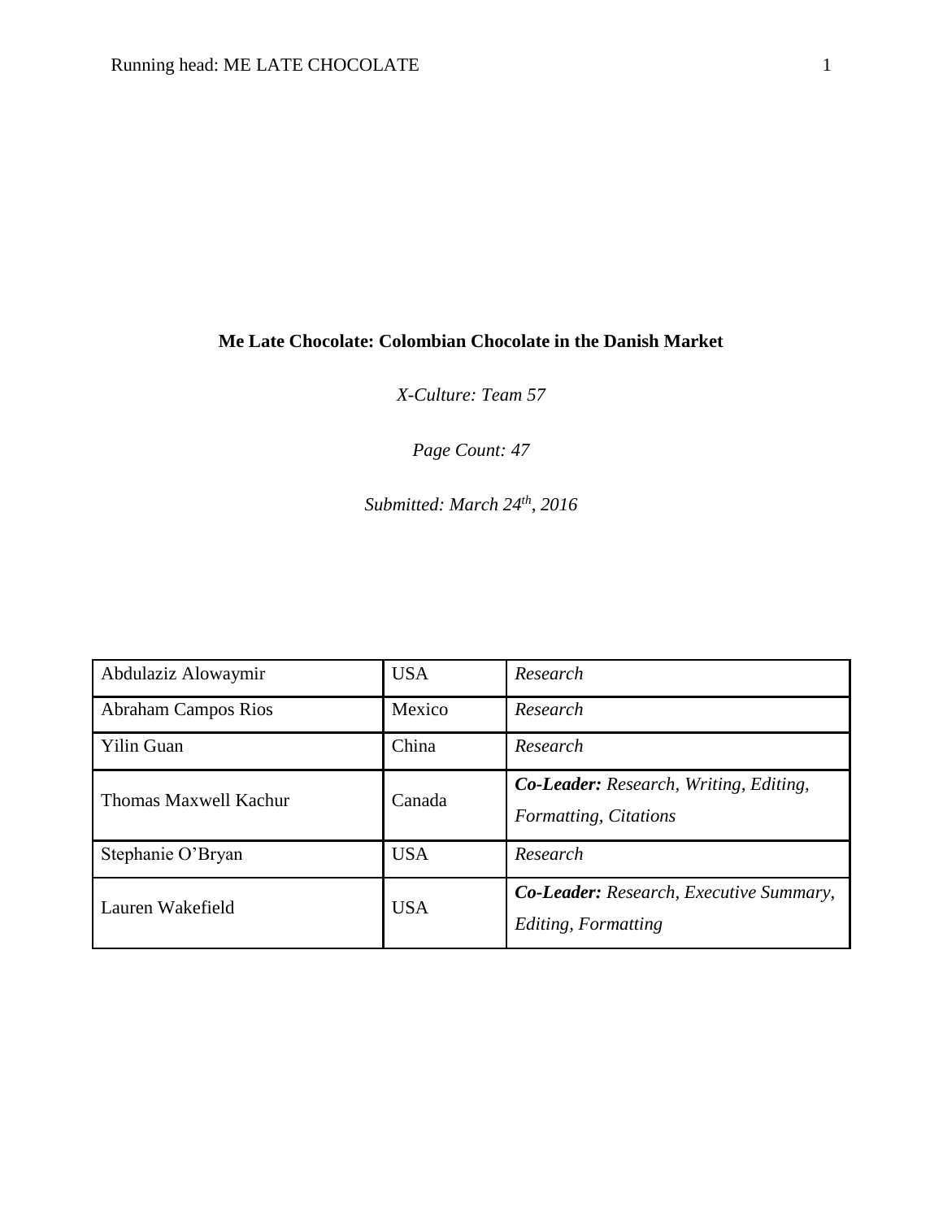# Me Late Chocolate: Colombian Chocolate in the Danish Market

*X-Culture: Team 57*

*Page Count: 47*

*Submitted: March 24th, 2016*

| | | |
|---|---|---|
| Abdulaziz Alowaymir | USA | *Research* |
| Abraham Campos Rios | Mexico | *Research* |
| Yilin Guan | China | *Research* |
| Thomas Maxwell Kachur | Canada | ***Co-Leader:*** *Research, Writing, Editing, Formatting, Citations* |
| Stephanie O'Bryan | USA | *Research* |
| Lauren Wakefield | USA | ***Co-Leader:*** *Research, Executive Summary, Editing, Formatting* |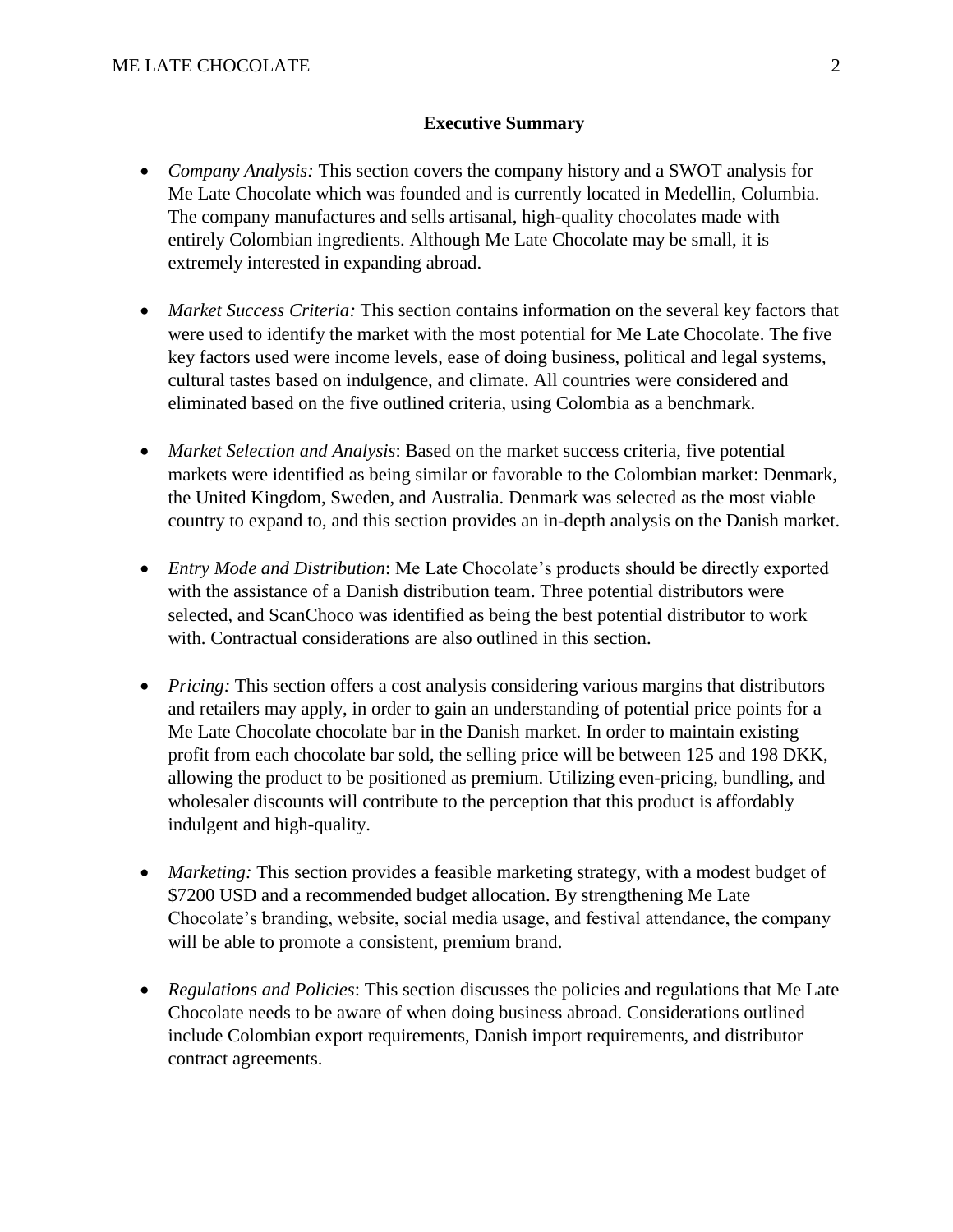**Executive Summary**

- *Company Analysis:* This section covers the company history and a SWOT analysis for Me Late Chocolate which was founded and is currently located in Medellin, Columbia. The company manufactures and sells artisanal, high-quality chocolates made with entirely Colombian ingredients. Although Me Late Chocolate may be small, it is extremely interested in expanding abroad.

- *Market Success Criteria:* This section contains information on the several key factors that were used to identify the market with the most potential for Me Late Chocolate. The five key factors used were income levels, ease of doing business, political and legal systems, cultural tastes based on indulgence, and climate. All countries were considered and eliminated based on the five outlined criteria, using Colombia as a benchmark.

- *Market Selection and Analysis*: Based on the market success criteria, five potential markets were identified as being similar or favorable to the Colombian market: Denmark, the United Kingdom, Sweden, and Australia. Denmark was selected as the most viable country to expand to, and this section provides an in-depth analysis on the Danish market.

- *Entry Mode and Distribution*: Me Late Chocolate's products should be directly exported with the assistance of a Danish distribution team. Three potential distributors were selected, and ScanChoco was identified as being the best potential distributor to work with. Contractual considerations are also outlined in this section.

- *Pricing:* This section offers a cost analysis considering various margins that distributors and retailers may apply, in order to gain an understanding of potential price points for a Me Late Chocolate chocolate bar in the Danish market. In order to maintain existing profit from each chocolate bar sold, the selling price will be between 125 and 198 DKK, allowing the product to be positioned as premium. Utilizing even-pricing, bundling, and wholesaler discounts will contribute to the perception that this product is affordably indulgent and high-quality.

- *Marketing:* This section provides a feasible marketing strategy, with a modest budget of $7200 USD and a recommended budget allocation. By strengthening Me Late Chocolate's branding, website, social media usage, and festival attendance, the company will be able to promote a consistent, premium brand.

- *Regulations and Policies*: This section discusses the policies and regulations that Me Late Chocolate needs to be aware of when doing business abroad. Considerations outlined include Colombian export requirements, Danish import requirements, and distributor contract agreements.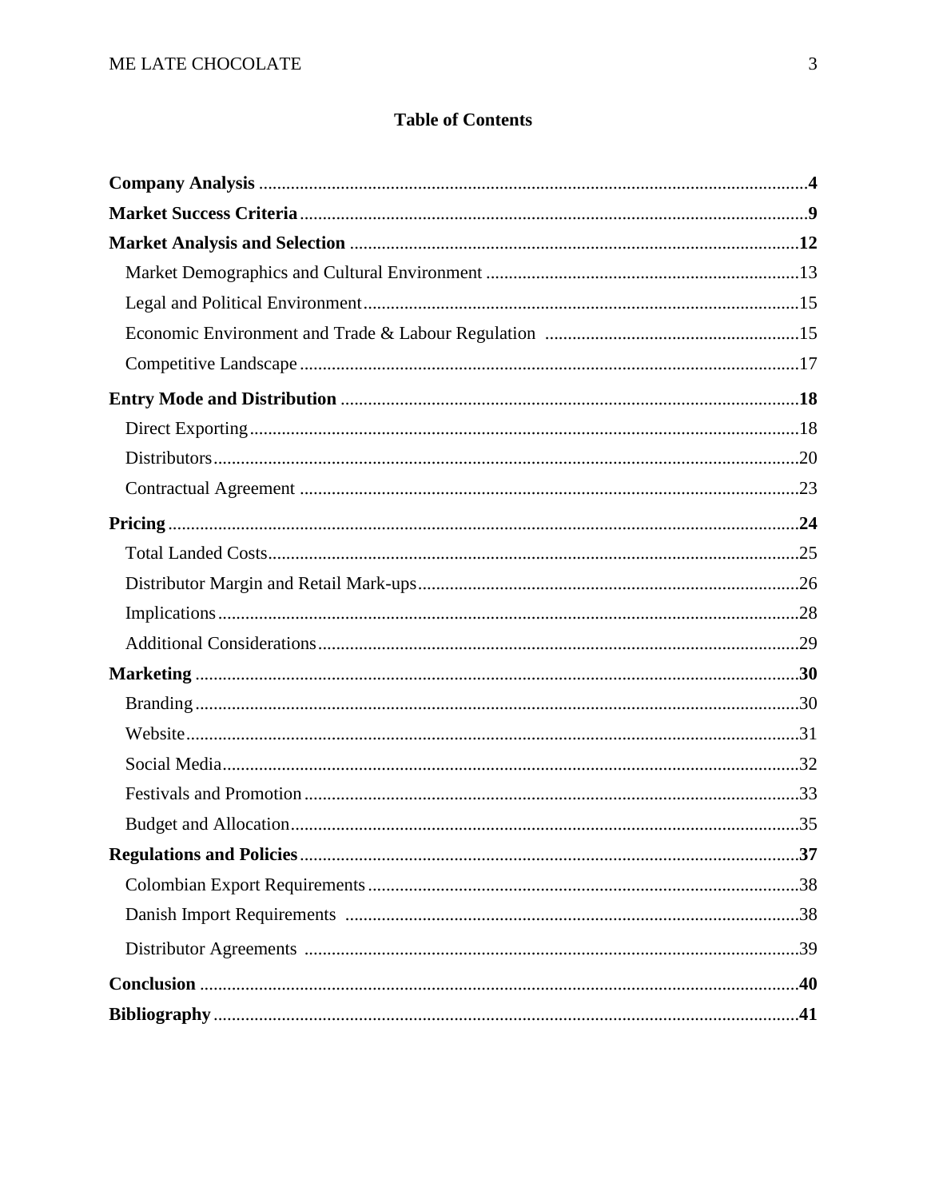# Table of Contents

**Company Analysis** ....................................................................................................................**4**

**Market Success Criteria**...........................................................................................................**9**

**Market Analysis and Selection** ..............................................................................................**12**

- Market Demographics and Cultural Environment .....................................................................13
- Legal and Political Environment...............................................................................................15
- Economic Environment and Trade & Labour Regulation ........................................................15
- Competitive Landscape .............................................................................................................17

**Entry Mode and Distribution** ................................................................................................**18**

- Direct Exporting........................................................................................................................18
- Distributors................................................................................................................................20
- Contractual Agreement .............................................................................................................23

**Pricing**......................................................................................................................................**24**

- Total Landed Costs....................................................................................................................25
- Distributor Margin and Retail Mark-ups...................................................................................26
- Implications...............................................................................................................................28
- Additional Considerations.........................................................................................................29

**Marketing** ................................................................................................................................**30**

- Branding....................................................................................................................................30
- Website......................................................................................................................................31
- Social Media..............................................................................................................................32
- Festivals and Promotion............................................................................................................33
- Budget and Allocation...............................................................................................................35

**Regulations and Policies**..........................................................................................................**37**

- Colombian Export Requirements..............................................................................................38
- Danish Import Requirements ...................................................................................................38
- Distributor Agreements ............................................................................................................39

**Conclusion** ...............................................................................................................................**40**

**Bibliography**.............................................................................................................................**41**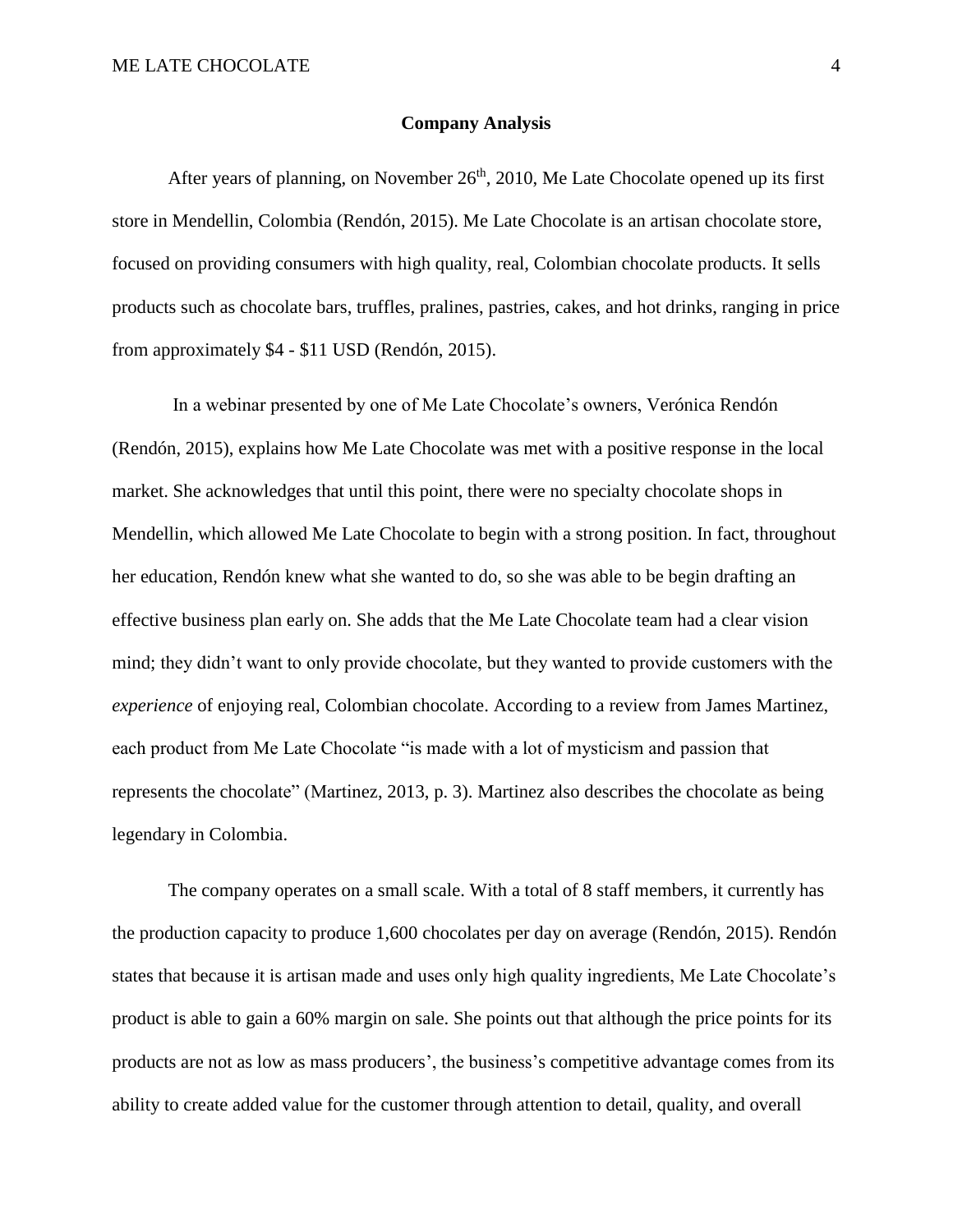## Company Analysis

After years of planning, on November 26th, 2010, Me Late Chocolate opened up its first store in Mendellin, Colombia (Rendón, 2015). Me Late Chocolate is an artisan chocolate store, focused on providing consumers with high quality, real, Colombian chocolate products. It sells products such as chocolate bars, truffles, pralines, pastries, cakes, and hot drinks, ranging in price from approximately $4 - $11 USD (Rendón, 2015).

In a webinar presented by one of Me Late Chocolate's owners, Verónica Rendón (Rendón, 2015), explains how Me Late Chocolate was met with a positive response in the local market. She acknowledges that until this point, there were no specialty chocolate shops in Mendellin, which allowed Me Late Chocolate to begin with a strong position. In fact, throughout her education, Rendón knew what she wanted to do, so she was able to be begin drafting an effective business plan early on. She adds that the Me Late Chocolate team had a clear vision mind; they didn't want to only provide chocolate, but they wanted to provide customers with the *experience* of enjoying real, Colombian chocolate. According to a review from James Martinez, each product from Me Late Chocolate "is made with a lot of mysticism and passion that represents the chocolate" (Martinez, 2013, p. 3). Martinez also describes the chocolate as being legendary in Colombia.

The company operates on a small scale. With a total of 8 staff members, it currently has the production capacity to produce 1,600 chocolates per day on average (Rendón, 2015). Rendón states that because it is artisan made and uses only high quality ingredients, Me Late Chocolate's product is able to gain a 60% margin on sale. She points out that although the price points for its products are not as low as mass producers', the business's competitive advantage comes from its ability to create added value for the customer through attention to detail, quality, and overall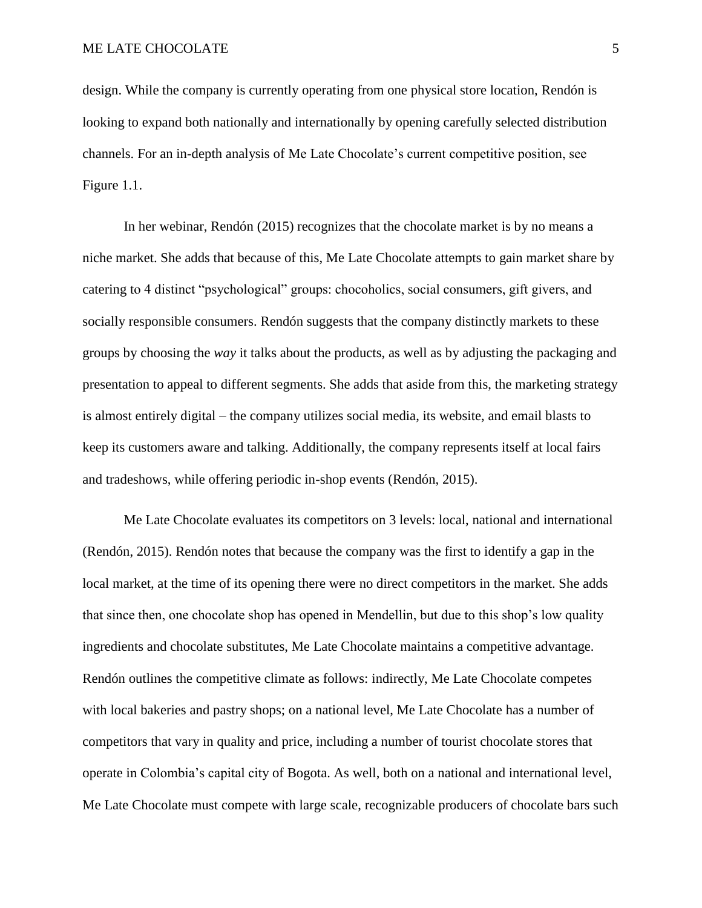design. While the company is currently operating from one physical store location, Rendón is looking to expand both nationally and internationally by opening carefully selected distribution channels. For an in-depth analysis of Me Late Chocolate's current competitive position, see Figure 1.1.

In her webinar, Rendón (2015) recognizes that the chocolate market is by no means a niche market. She adds that because of this, Me Late Chocolate attempts to gain market share by catering to 4 distinct "psychological" groups: chocoholics, social consumers, gift givers, and socially responsible consumers. Rendón suggests that the company distinctly markets to these groups by choosing the *way* it talks about the products, as well as by adjusting the packaging and presentation to appeal to different segments. She adds that aside from this, the marketing strategy is almost entirely digital – the company utilizes social media, its website, and email blasts to keep its customers aware and talking. Additionally, the company represents itself at local fairs and tradeshows, while offering periodic in-shop events (Rendón, 2015).

Me Late Chocolate evaluates its competitors on 3 levels: local, national and international (Rendón, 2015). Rendón notes that because the company was the first to identify a gap in the local market, at the time of its opening there were no direct competitors in the market. She adds that since then, one chocolate shop has opened in Mendellin, but due to this shop's low quality ingredients and chocolate substitutes, Me Late Chocolate maintains a competitive advantage. Rendón outlines the competitive climate as follows: indirectly, Me Late Chocolate competes with local bakeries and pastry shops; on a national level, Me Late Chocolate has a number of competitors that vary in quality and price, including a number of tourist chocolate stores that operate in Colombia's capital city of Bogota. As well, both on a national and international level, Me Late Chocolate must compete with large scale, recognizable producers of chocolate bars such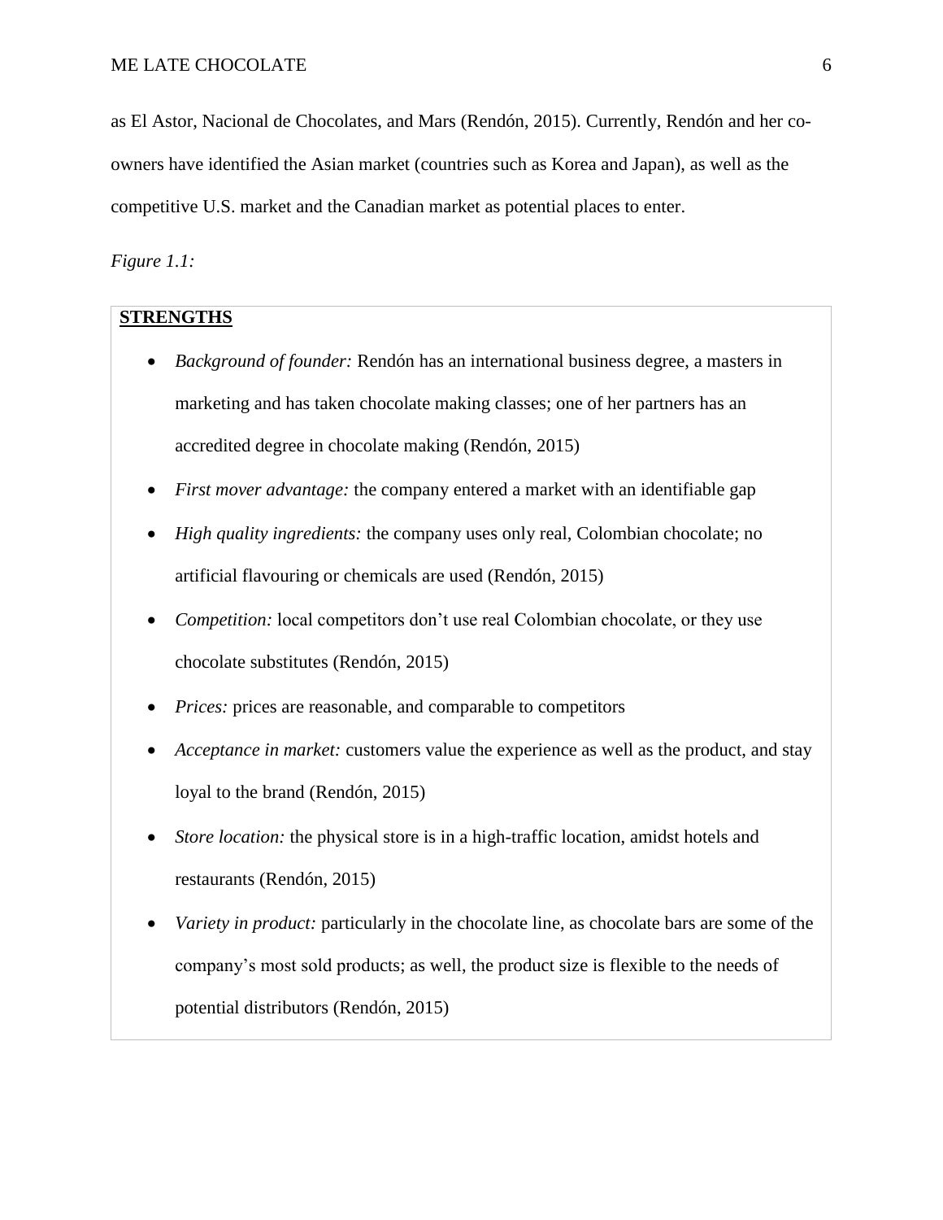as El Astor, Nacional de Chocolates, and Mars (Rendón, 2015). Currently, Rendón and her co-owners have identified the Asian market (countries such as Korea and Japan), as well as the competitive U.S. market and the Canadian market as potential places to enter.

*Figure 1.1:*

**STRENGTHS**

- *Background of founder:* Rendón has an international business degree, a masters in marketing and has taken chocolate making classes; one of her partners has an accredited degree in chocolate making (Rendón, 2015)
- *First mover advantage:* the company entered a market with an identifiable gap
- *High quality ingredients:* the company uses only real, Colombian chocolate; no artificial flavouring or chemicals are used (Rendón, 2015)
- *Competition:* local competitors don't use real Colombian chocolate, or they use chocolate substitutes (Rendón, 2015)
- *Prices:* prices are reasonable, and comparable to competitors
- *Acceptance in market:* customers value the experience as well as the product, and stay loyal to the brand (Rendón, 2015)
- *Store location:* the physical store is in a high-traffic location, amidst hotels and restaurants (Rendón, 2015)
- *Variety in product:* particularly in the chocolate line, as chocolate bars are some of the company's most sold products; as well, the product size is flexible to the needs of potential distributors (Rendón, 2015)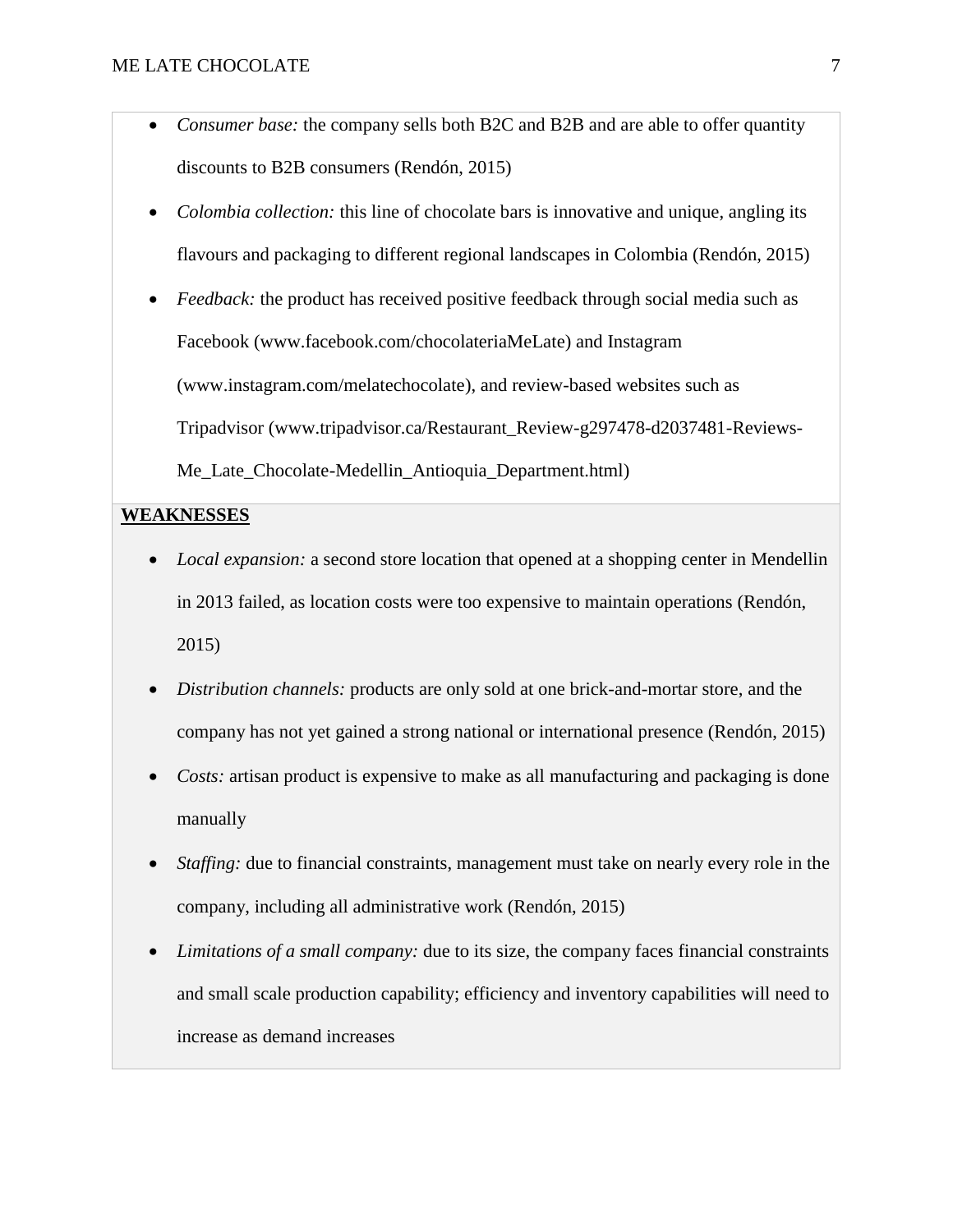- *Consumer base:* the company sells both B2C and B2B and are able to offer quantity discounts to B2B consumers (Rendón, 2015)
- *Colombia collection:* this line of chocolate bars is innovative and unique, angling its flavours and packaging to different regional landscapes in Colombia (Rendón, 2015)
- *Feedback:* the product has received positive feedback through social media such as Facebook (www.facebook.com/chocolateriaMeLate) and Instagram (www.instagram.com/melatechocolate), and review-based websites such as Tripadvisor (www.tripadvisor.ca/Restaurant_Review-g297478-d2037481-Reviews-Me_Late_Chocolate-Medellin_Antioquia_Department.html)

**WEAKNESSES**

- *Local expansion:* a second store location that opened at a shopping center in Mendellin in 2013 failed, as location costs were too expensive to maintain operations (Rendón, 2015)
- *Distribution channels:* products are only sold at one brick-and-mortar store, and the company has not yet gained a strong national or international presence (Rendón, 2015)
- *Costs:* artisan product is expensive to make as all manufacturing and packaging is done manually
- *Staffing:* due to financial constraints, management must take on nearly every role in the company, including all administrative work (Rendón, 2015)
- *Limitations of a small company:* due to its size, the company faces financial constraints and small scale production capability; efficiency and inventory capabilities will need to increase as demand increases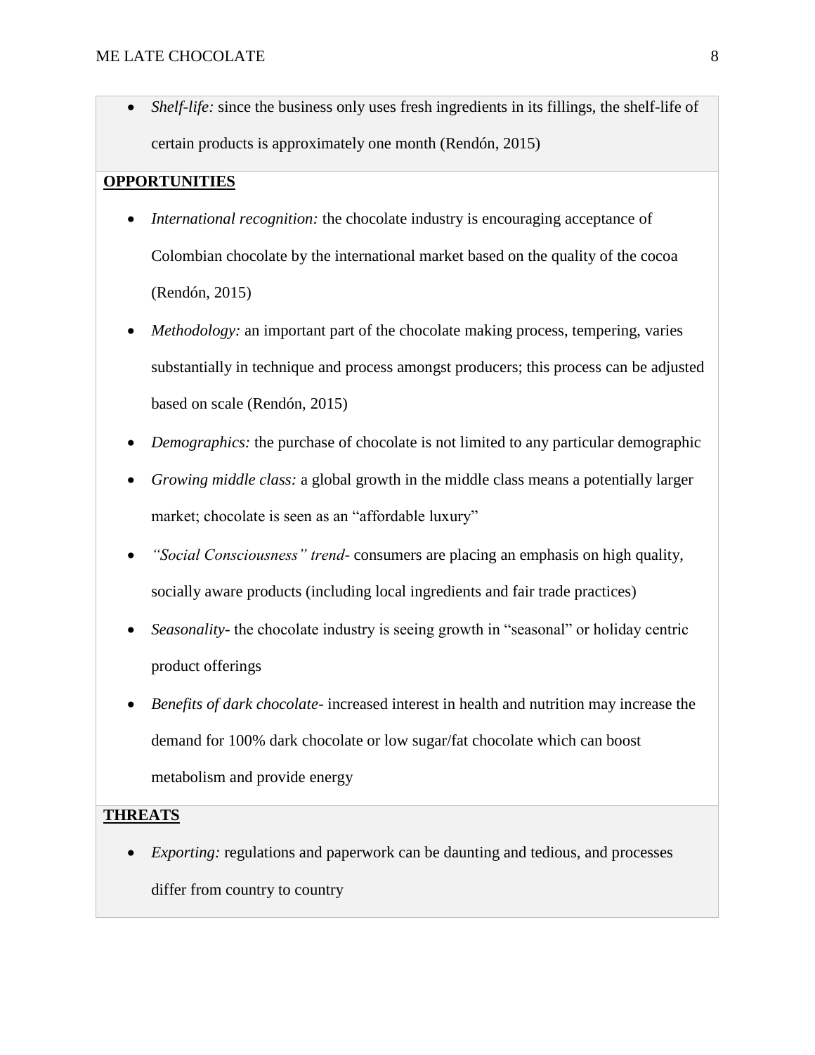- *Shelf-life:* since the business only uses fresh ingredients in its fillings, the shelf-life of certain products is approximately one month (Rendón, 2015)

**OPPORTUNITIES**

- *International recognition:* the chocolate industry is encouraging acceptance of Colombian chocolate by the international market based on the quality of the cocoa (Rendón, 2015)
- *Methodology:* an important part of the chocolate making process, tempering, varies substantially in technique and process amongst producers; this process can be adjusted based on scale (Rendón, 2015)
- *Demographics:* the purchase of chocolate is not limited to any particular demographic
- *Growing middle class:* a global growth in the middle class means a potentially larger market; chocolate is seen as an "affordable luxury"
- *"Social Consciousness" trend*- consumers are placing an emphasis on high quality, socially aware products (including local ingredients and fair trade practices)
- *Seasonality*- the chocolate industry is seeing growth in "seasonal" or holiday centric product offerings
- *Benefits of dark chocolate*- increased interest in health and nutrition may increase the demand for 100% dark chocolate or low sugar/fat chocolate which can boost metabolism and provide energy

**THREATS**

- *Exporting:* regulations and paperwork can be daunting and tedious, and processes differ from country to country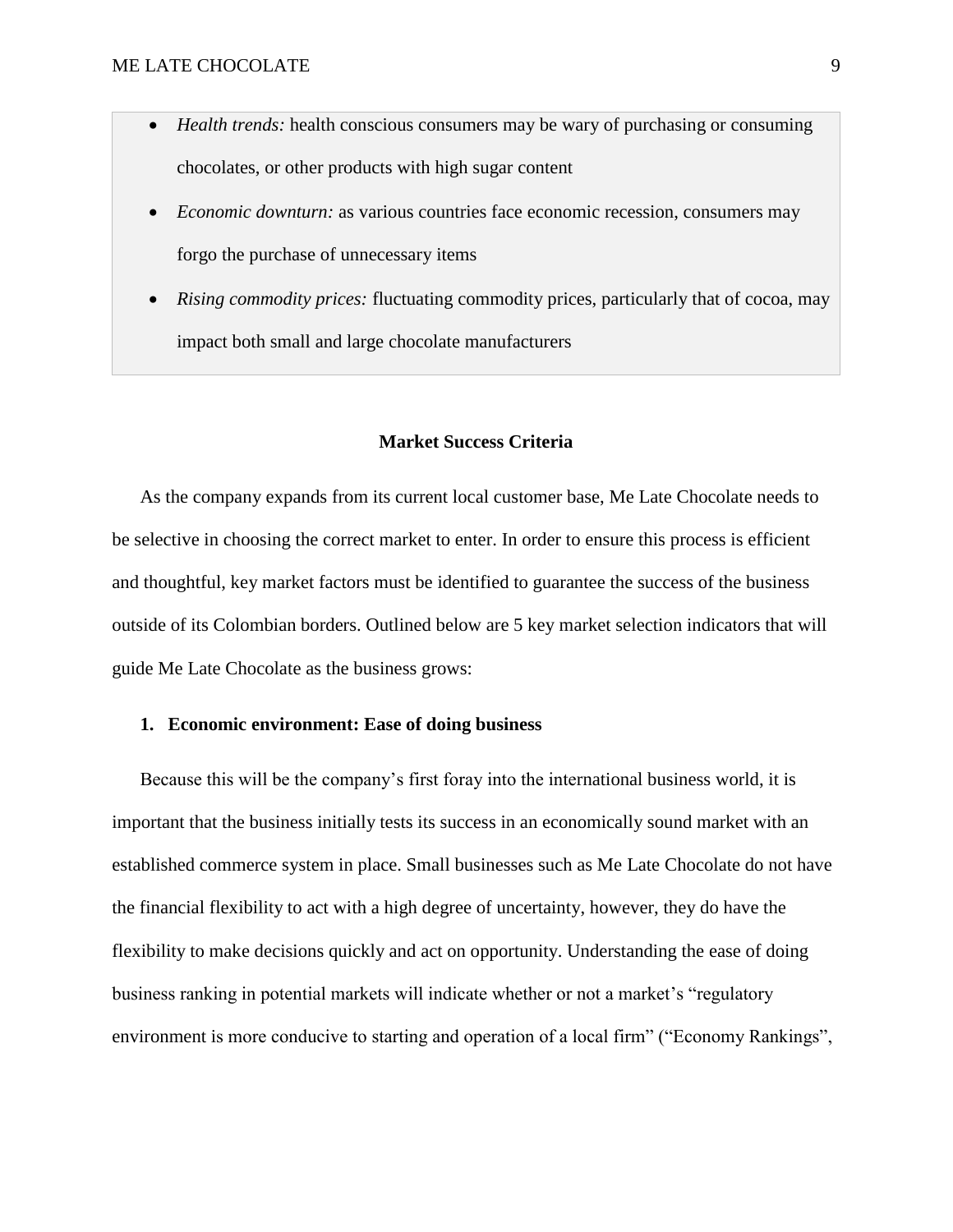- *Health trends:* health conscious consumers may be wary of purchasing or consuming chocolates, or other products with high sugar content
- *Economic downturn:* as various countries face economic recession, consumers may forgo the purchase of unnecessary items
- *Rising commodity prices:* fluctuating commodity prices, particularly that of cocoa, may impact both small and large chocolate manufacturers

## Market Success Criteria

As the company expands from its current local customer base, Me Late Chocolate needs to be selective in choosing the correct market to enter. In order to ensure this process is efficient and thoughtful, key market factors must be identified to guarantee the success of the business outside of its Colombian borders. Outlined below are 5 key market selection indicators that will guide Me Late Chocolate as the business grows:

### 1. Economic environment: Ease of doing business

Because this will be the company's first foray into the international business world, it is important that the business initially tests its success in an economically sound market with an established commerce system in place. Small businesses such as Me Late Chocolate do not have the financial flexibility to act with a high degree of uncertainty, however, they do have the flexibility to make decisions quickly and act on opportunity. Understanding the ease of doing business ranking in potential markets will indicate whether or not a market's "regulatory environment is more conducive to starting and operation of a local firm" ("Economy Rankings",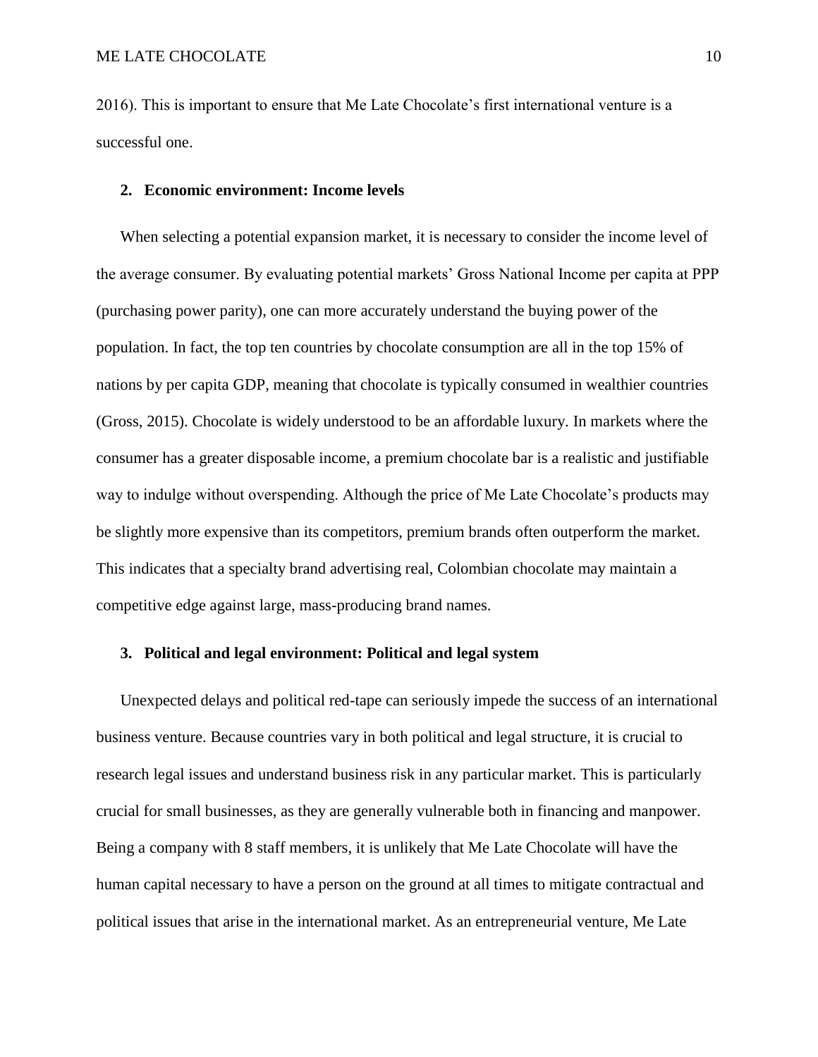2016). This is important to ensure that Me Late Chocolate's first international venture is a successful one.

### 2. Economic environment: Income levels

When selecting a potential expansion market, it is necessary to consider the income level of the average consumer. By evaluating potential markets' Gross National Income per capita at PPP (purchasing power parity), one can more accurately understand the buying power of the population. In fact, the top ten countries by chocolate consumption are all in the top 15% of nations by per capita GDP, meaning that chocolate is typically consumed in wealthier countries (Gross, 2015). Chocolate is widely understood to be an affordable luxury. In markets where the consumer has a greater disposable income, a premium chocolate bar is a realistic and justifiable way to indulge without overspending. Although the price of Me Late Chocolate's products may be slightly more expensive than its competitors, premium brands often outperform the market. This indicates that a specialty brand advertising real, Colombian chocolate may maintain a competitive edge against large, mass-producing brand names.

### 3. Political and legal environment: Political and legal system

Unexpected delays and political red-tape can seriously impede the success of an international business venture. Because countries vary in both political and legal structure, it is crucial to research legal issues and understand business risk in any particular market. This is particularly crucial for small businesses, as they are generally vulnerable both in financing and manpower. Being a company with 8 staff members, it is unlikely that Me Late Chocolate will have the human capital necessary to have a person on the ground at all times to mitigate contractual and political issues that arise in the international market. As an entrepreneurial venture, Me Late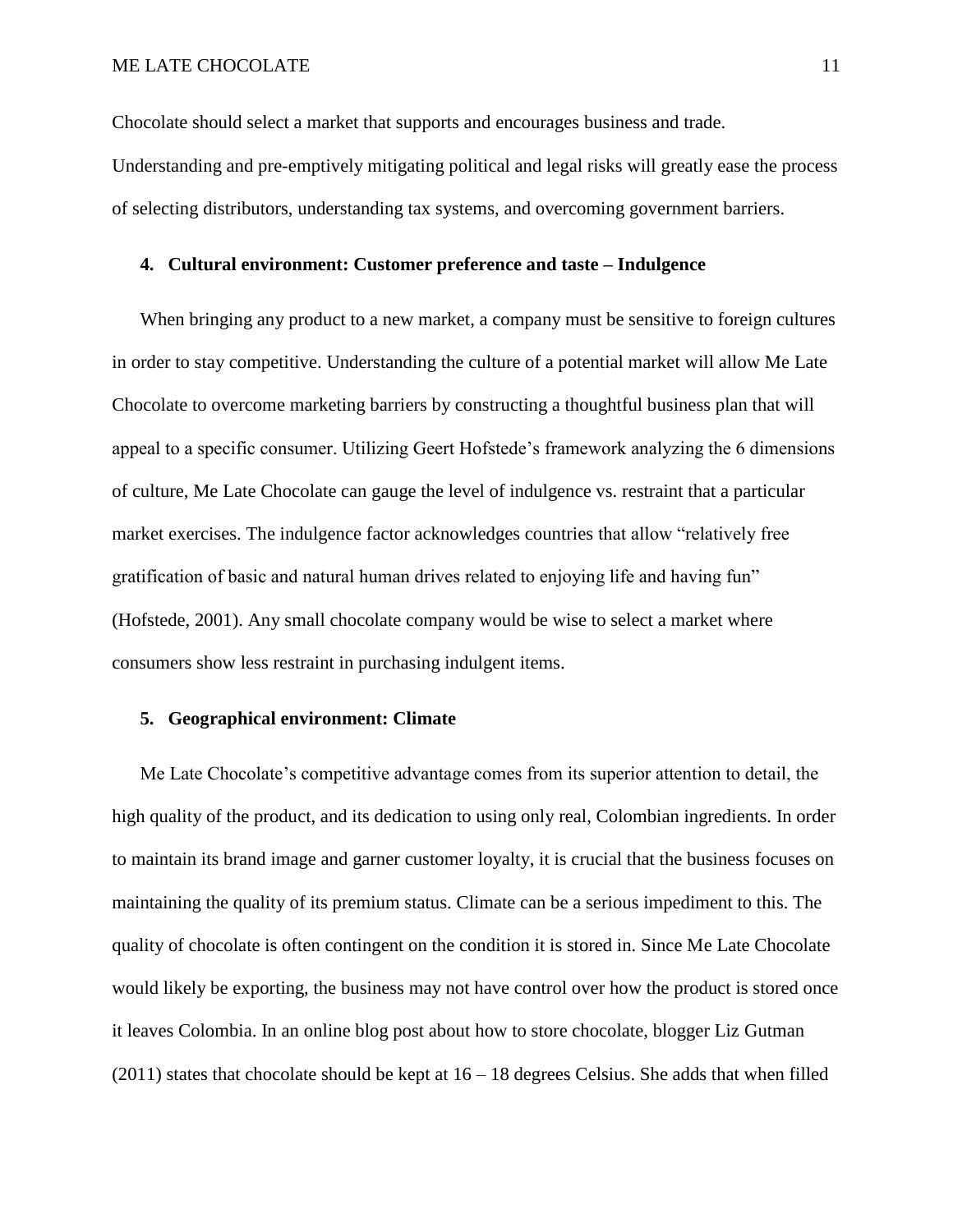Chocolate should select a market that supports and encourages business and trade. Understanding and pre-emptively mitigating political and legal risks will greatly ease the process of selecting distributors, understanding tax systems, and overcoming government barriers.

#### 4. Cultural environment: Customer preference and taste – Indulgence

When bringing any product to a new market, a company must be sensitive to foreign cultures in order to stay competitive. Understanding the culture of a potential market will allow Me Late Chocolate to overcome marketing barriers by constructing a thoughtful business plan that will appeal to a specific consumer. Utilizing Geert Hofstede's framework analyzing the 6 dimensions of culture, Me Late Chocolate can gauge the level of indulgence vs. restraint that a particular market exercises. The indulgence factor acknowledges countries that allow "relatively free gratification of basic and natural human drives related to enjoying life and having fun" (Hofstede, 2001). Any small chocolate company would be wise to select a market where consumers show less restraint in purchasing indulgent items.

#### 5. Geographical environment: Climate

Me Late Chocolate's competitive advantage comes from its superior attention to detail, the high quality of the product, and its dedication to using only real, Colombian ingredients. In order to maintain its brand image and garner customer loyalty, it is crucial that the business focuses on maintaining the quality of its premium status. Climate can be a serious impediment to this. The quality of chocolate is often contingent on the condition it is stored in. Since Me Late Chocolate would likely be exporting, the business may not have control over how the product is stored once it leaves Colombia. In an online blog post about how to store chocolate, blogger Liz Gutman (2011) states that chocolate should be kept at 16 – 18 degrees Celsius. She adds that when filled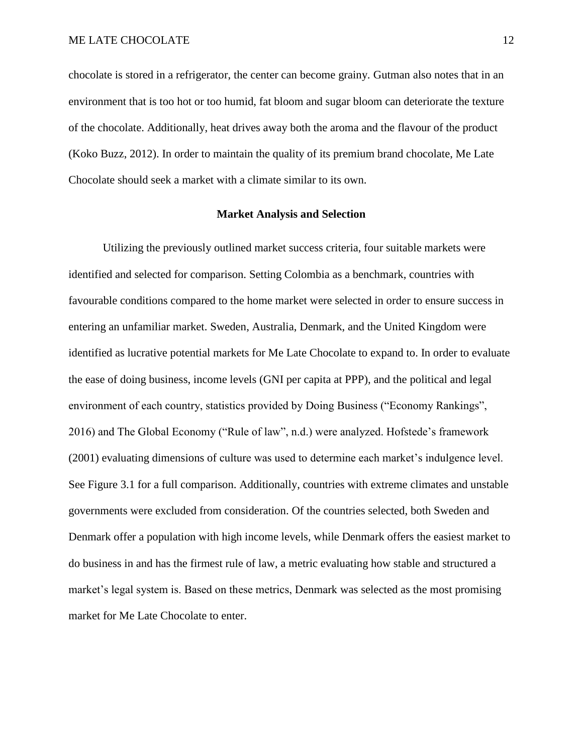chocolate is stored in a refrigerator, the center can become grainy. Gutman also notes that in an environment that is too hot or too humid, fat bloom and sugar bloom can deteriorate the texture of the chocolate. Additionally, heat drives away both the aroma and the flavour of the product (Koko Buzz, 2012). In order to maintain the quality of its premium brand chocolate, Me Late Chocolate should seek a market with a climate similar to its own.

## Market Analysis and Selection

Utilizing the previously outlined market success criteria, four suitable markets were identified and selected for comparison. Setting Colombia as a benchmark, countries with favourable conditions compared to the home market were selected in order to ensure success in entering an unfamiliar market. Sweden, Australia, Denmark, and the United Kingdom were identified as lucrative potential markets for Me Late Chocolate to expand to. In order to evaluate the ease of doing business, income levels (GNI per capita at PPP), and the political and legal environment of each country, statistics provided by Doing Business ("Economy Rankings", 2016) and The Global Economy ("Rule of law", n.d.) were analyzed. Hofstede's framework (2001) evaluating dimensions of culture was used to determine each market's indulgence level. See Figure 3.1 for a full comparison. Additionally, countries with extreme climates and unstable governments were excluded from consideration. Of the countries selected, both Sweden and Denmark offer a population with high income levels, while Denmark offers the easiest market to do business in and has the firmest rule of law, a metric evaluating how stable and structured a market's legal system is. Based on these metrics, Denmark was selected as the most promising market for Me Late Chocolate to enter.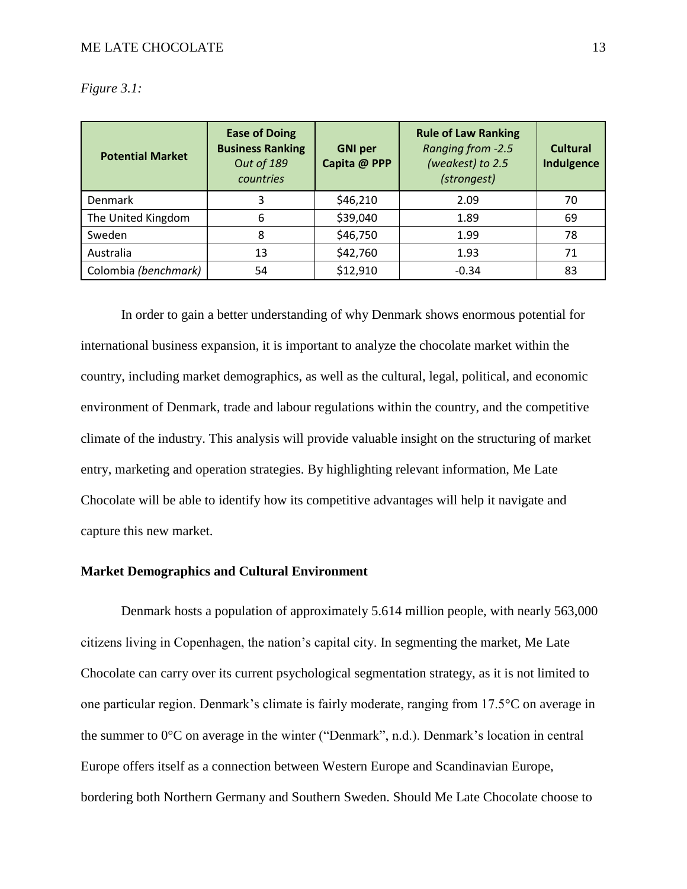*Figure 3.1:*

| Potential Market | Ease of Doing Business Ranking *Out of 189 countries* | GNI per Capita @ PPP | Rule of Law Ranking *Ranging from -2.5 (weakest) to 2.5 (strongest)* | Cultural Indulgence |
|---|---|---|---|---|
| Denmark | 3 | $46,210 | 2.09 | 70 |
| The United Kingdom | 6 | $39,040 | 1.89 | 69 |
| Sweden | 8 | $46,750 | 1.99 | 78 |
| Australia | 13 | $42,760 | 1.93 | 71 |
| Colombia *(benchmark)* | 54 | $12,910 | -0.34 | 83 |

In order to gain a better understanding of why Denmark shows enormous potential for international business expansion, it is important to analyze the chocolate market within the country, including market demographics, as well as the cultural, legal, political, and economic environment of Denmark, trade and labour regulations within the country, and the competitive climate of the industry. This analysis will provide valuable insight on the structuring of market entry, marketing and operation strategies. By highlighting relevant information, Me Late Chocolate will be able to identify how its competitive advantages will help it navigate and capture this new market.

**Market Demographics and Cultural Environment**

Denmark hosts a population of approximately 5.614 million people, with nearly 563,000 citizens living in Copenhagen, the nation's capital city. In segmenting the market, Me Late Chocolate can carry over its current psychological segmentation strategy, as it is not limited to one particular region. Denmark's climate is fairly moderate, ranging from 17.5°C on average in the summer to 0°C on average in the winter ("Denmark", n.d.). Denmark's location in central Europe offers itself as a connection between Western Europe and Scandinavian Europe, bordering both Northern Germany and Southern Sweden. Should Me Late Chocolate choose to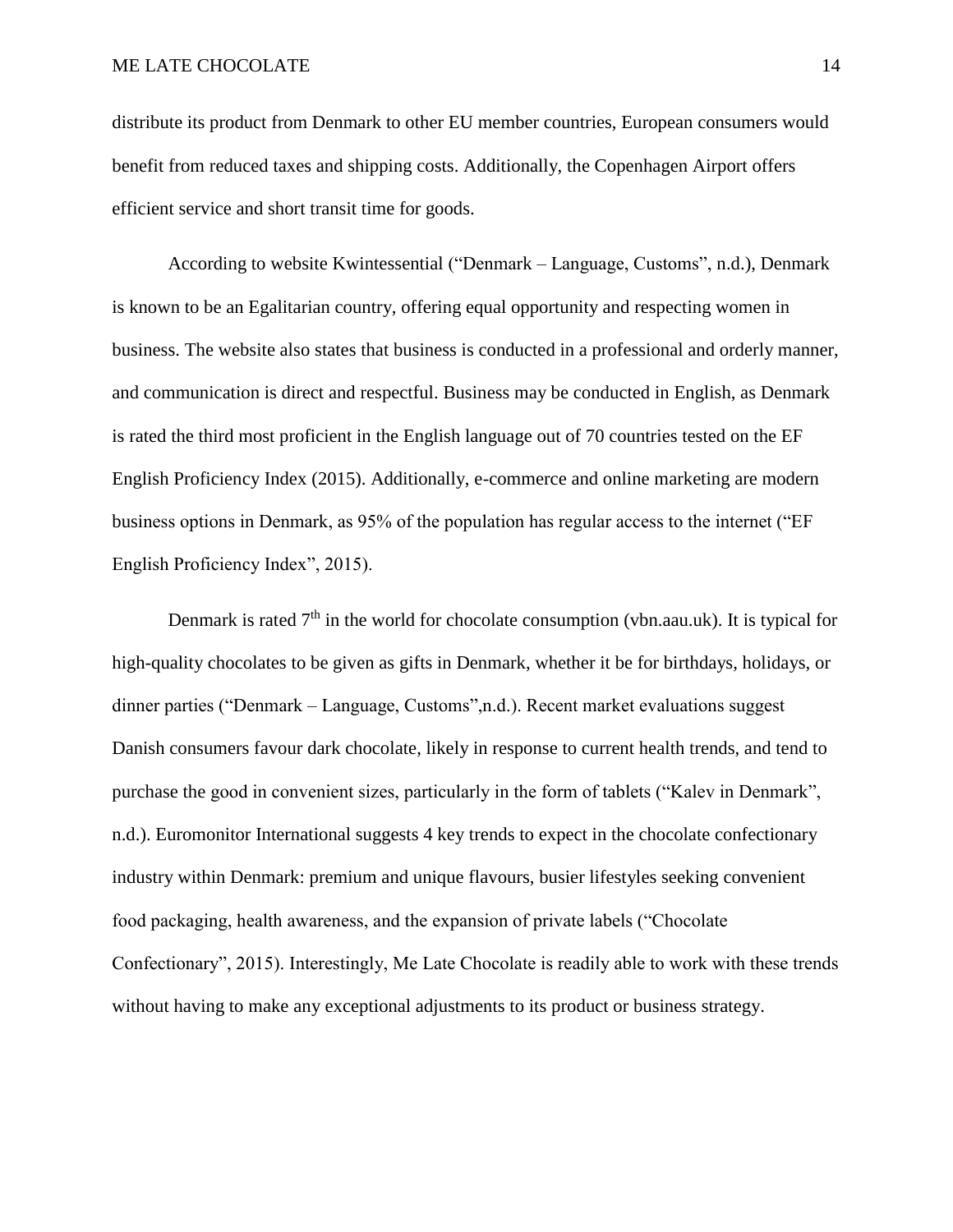distribute its product from Denmark to other EU member countries, European consumers would benefit from reduced taxes and shipping costs. Additionally, the Copenhagen Airport offers efficient service and short transit time for goods.

According to website Kwintessential ("Denmark – Language, Customs", n.d.), Denmark is known to be an Egalitarian country, offering equal opportunity and respecting women in business. The website also states that business is conducted in a professional and orderly manner, and communication is direct and respectful. Business may be conducted in English, as Denmark is rated the third most proficient in the English language out of 70 countries tested on the EF English Proficiency Index (2015). Additionally, e-commerce and online marketing are modern business options in Denmark, as 95% of the population has regular access to the internet ("EF English Proficiency Index", 2015).

Denmark is rated 7th in the world for chocolate consumption (vbn.aau.uk). It is typical for high-quality chocolates to be given as gifts in Denmark, whether it be for birthdays, holidays, or dinner parties ("Denmark – Language, Customs",n.d.). Recent market evaluations suggest Danish consumers favour dark chocolate, likely in response to current health trends, and tend to purchase the good in convenient sizes, particularly in the form of tablets ("Kalev in Denmark", n.d.). Euromonitor International suggests 4 key trends to expect in the chocolate confectionary industry within Denmark: premium and unique flavours, busier lifestyles seeking convenient food packaging, health awareness, and the expansion of private labels ("Chocolate Confectionary", 2015). Interestingly, Me Late Chocolate is readily able to work with these trends without having to make any exceptional adjustments to its product or business strategy.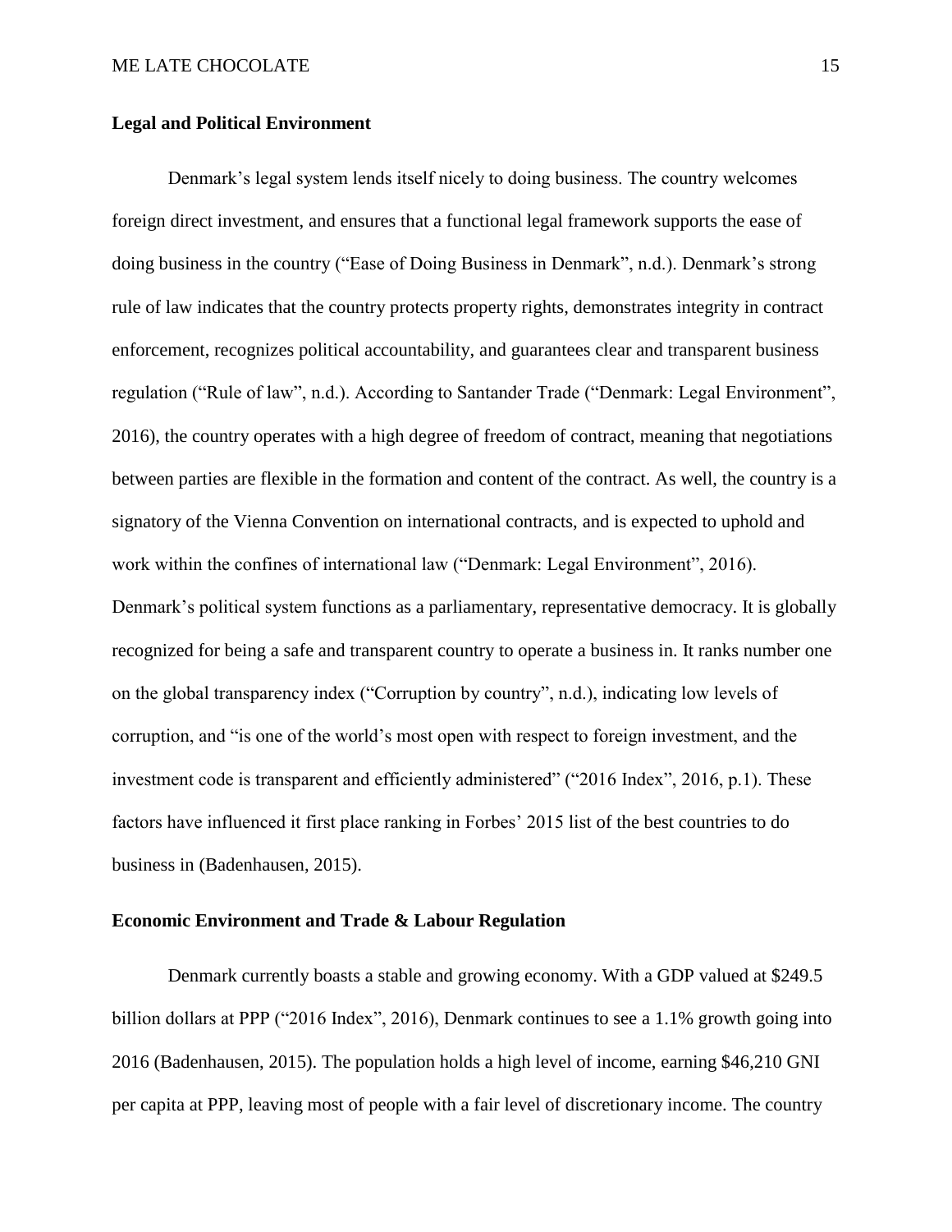**Legal and Political Environment**

Denmark's legal system lends itself nicely to doing business. The country welcomes foreign direct investment, and ensures that a functional legal framework supports the ease of doing business in the country ("Ease of Doing Business in Denmark", n.d.). Denmark's strong rule of law indicates that the country protects property rights, demonstrates integrity in contract enforcement, recognizes political accountability, and guarantees clear and transparent business regulation ("Rule of law", n.d.). According to Santander Trade ("Denmark: Legal Environment", 2016), the country operates with a high degree of freedom of contract, meaning that negotiations between parties are flexible in the formation and content of the contract. As well, the country is a signatory of the Vienna Convention on international contracts, and is expected to uphold and work within the confines of international law ("Denmark: Legal Environment", 2016). Denmark's political system functions as a parliamentary, representative democracy. It is globally recognized for being a safe and transparent country to operate a business in. It ranks number one on the global transparency index ("Corruption by country", n.d.), indicating low levels of corruption, and "is one of the world's most open with respect to foreign investment, and the investment code is transparent and efficiently administered" ("2016 Index", 2016, p.1). These factors have influenced it first place ranking in Forbes' 2015 list of the best countries to do business in (Badenhausen, 2015).

**Economic Environment and Trade & Labour Regulation**

Denmark currently boasts a stable and growing economy. With a GDP valued at $249.5 billion dollars at PPP ("2016 Index", 2016), Denmark continues to see a 1.1% growth going into 2016 (Badenhausen, 2015). The population holds a high level of income, earning $46,210 GNI per capita at PPP, leaving most of people with a fair level of discretionary income. The country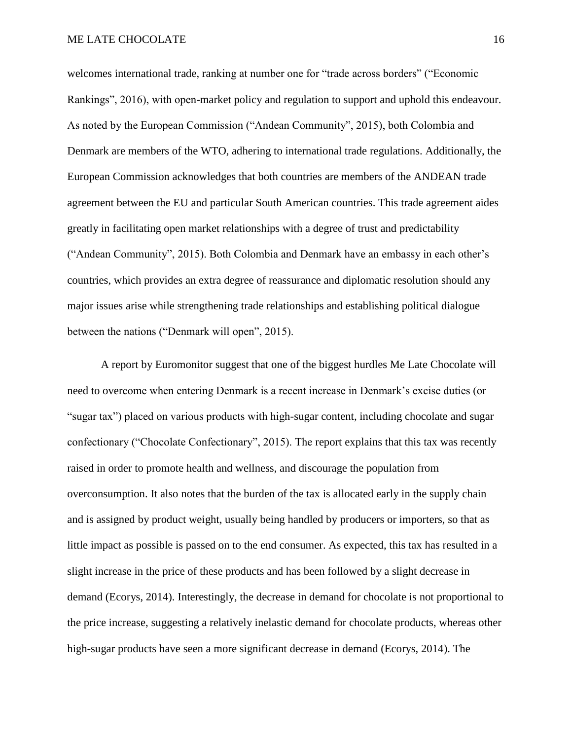welcomes international trade, ranking at number one for "trade across borders" ("Economic Rankings", 2016), with open-market policy and regulation to support and uphold this endeavour. As noted by the European Commission ("Andean Community", 2015), both Colombia and Denmark are members of the WTO, adhering to international trade regulations. Additionally, the European Commission acknowledges that both countries are members of the ANDEAN trade agreement between the EU and particular South American countries. This trade agreement aides greatly in facilitating open market relationships with a degree of trust and predictability ("Andean Community", 2015). Both Colombia and Denmark have an embassy in each other's countries, which provides an extra degree of reassurance and diplomatic resolution should any major issues arise while strengthening trade relationships and establishing political dialogue between the nations ("Denmark will open", 2015).

A report by Euromonitor suggest that one of the biggest hurdles Me Late Chocolate will need to overcome when entering Denmark is a recent increase in Denmark's excise duties (or "sugar tax") placed on various products with high-sugar content, including chocolate and sugar confectionary ("Chocolate Confectionary", 2015). The report explains that this tax was recently raised in order to promote health and wellness, and discourage the population from overconsumption. It also notes that the burden of the tax is allocated early in the supply chain and is assigned by product weight, usually being handled by producers or importers, so that as little impact as possible is passed on to the end consumer. As expected, this tax has resulted in a slight increase in the price of these products and has been followed by a slight decrease in demand (Ecorys, 2014). Interestingly, the decrease in demand for chocolate is not proportional to the price increase, suggesting a relatively inelastic demand for chocolate products, whereas other high-sugar products have seen a more significant decrease in demand (Ecorys, 2014). The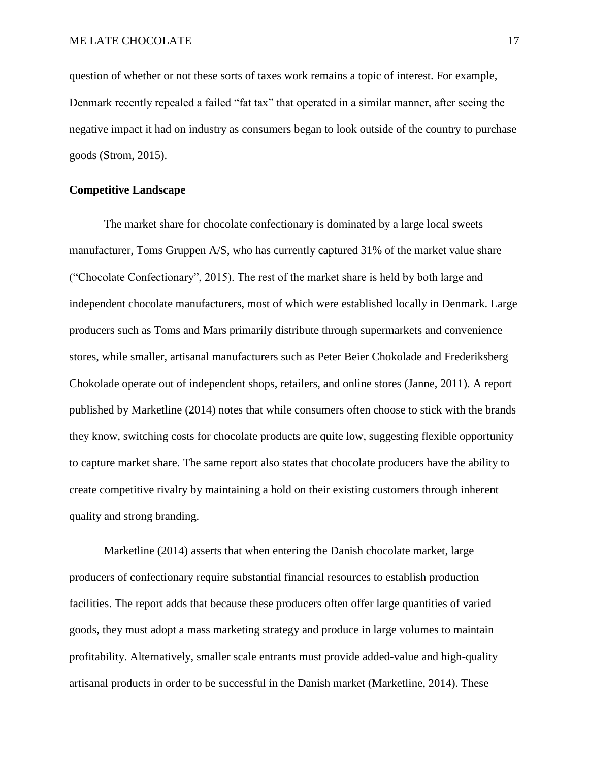question of whether or not these sorts of taxes work remains a topic of interest. For example, Denmark recently repealed a failed “fat tax” that operated in a similar manner, after seeing the negative impact it had on industry as consumers began to look outside of the country to purchase goods (Strom, 2015).

**Competitive Landscape**

The market share for chocolate confectionary is dominated by a large local sweets manufacturer, Toms Gruppen A/S, who has currently captured 31% of the market value share (“Chocolate Confectionary”, 2015). The rest of the market share is held by both large and independent chocolate manufacturers, most of which were established locally in Denmark. Large producers such as Toms and Mars primarily distribute through supermarkets and convenience stores, while smaller, artisanal manufacturers such as Peter Beier Chokolade and Frederiksberg Chokolade operate out of independent shops, retailers, and online stores (Janne, 2011). A report published by Marketline (2014) notes that while consumers often choose to stick with the brands they know, switching costs for chocolate products are quite low, suggesting flexible opportunity to capture market share. The same report also states that chocolate producers have the ability to create competitive rivalry by maintaining a hold on their existing customers through inherent quality and strong branding.

Marketline (2014) asserts that when entering the Danish chocolate market, large producers of confectionary require substantial financial resources to establish production facilities. The report adds that because these producers often offer large quantities of varied goods, they must adopt a mass marketing strategy and produce in large volumes to maintain profitability. Alternatively, smaller scale entrants must provide added-value and high-quality artisanal products in order to be successful in the Danish market (Marketline, 2014). These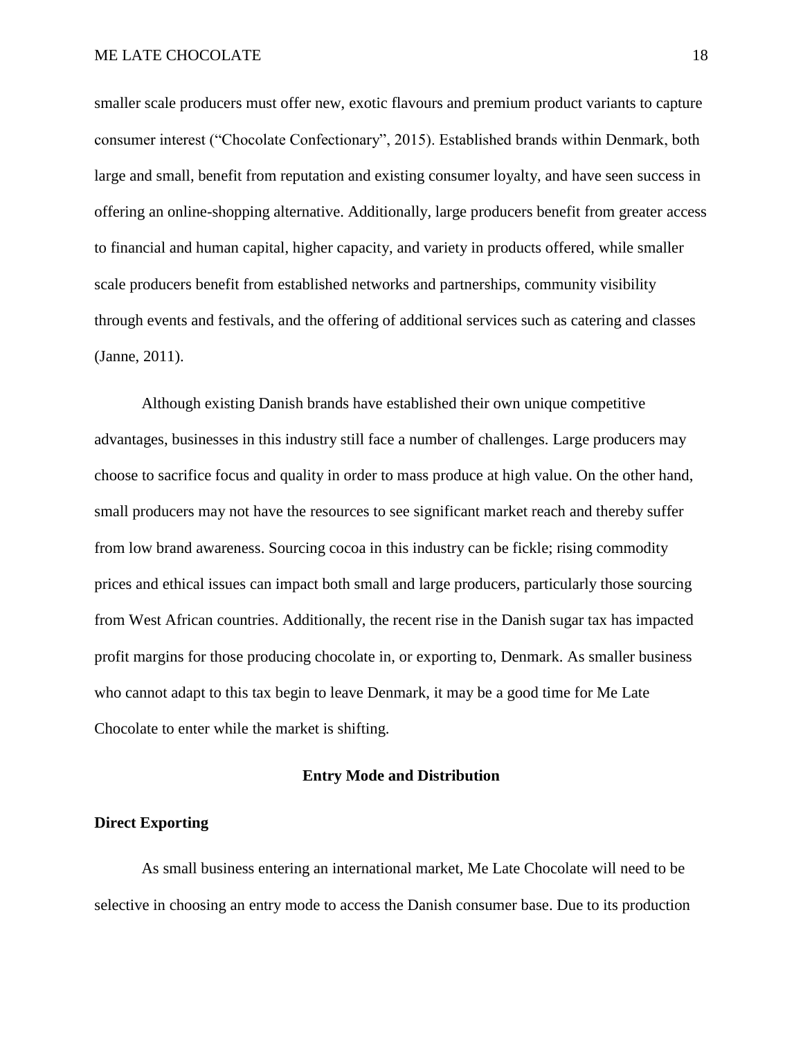smaller scale producers must offer new, exotic flavours and premium product variants to capture consumer interest ("Chocolate Confectionary", 2015). Established brands within Denmark, both large and small, benefit from reputation and existing consumer loyalty, and have seen success in offering an online-shopping alternative. Additionally, large producers benefit from greater access to financial and human capital, higher capacity, and variety in products offered, while smaller scale producers benefit from established networks and partnerships, community visibility through events and festivals, and the offering of additional services such as catering and classes (Janne, 2011).

Although existing Danish brands have established their own unique competitive advantages, businesses in this industry still face a number of challenges. Large producers may choose to sacrifice focus and quality in order to mass produce at high value. On the other hand, small producers may not have the resources to see significant market reach and thereby suffer from low brand awareness. Sourcing cocoa in this industry can be fickle; rising commodity prices and ethical issues can impact both small and large producers, particularly those sourcing from West African countries. Additionally, the recent rise in the Danish sugar tax has impacted profit margins for those producing chocolate in, or exporting to, Denmark. As smaller business who cannot adapt to this tax begin to leave Denmark, it may be a good time for Me Late Chocolate to enter while the market is shifting.

## Entry Mode and Distribution

### Direct Exporting

As small business entering an international market, Me Late Chocolate will need to be selective in choosing an entry mode to access the Danish consumer base. Due to its production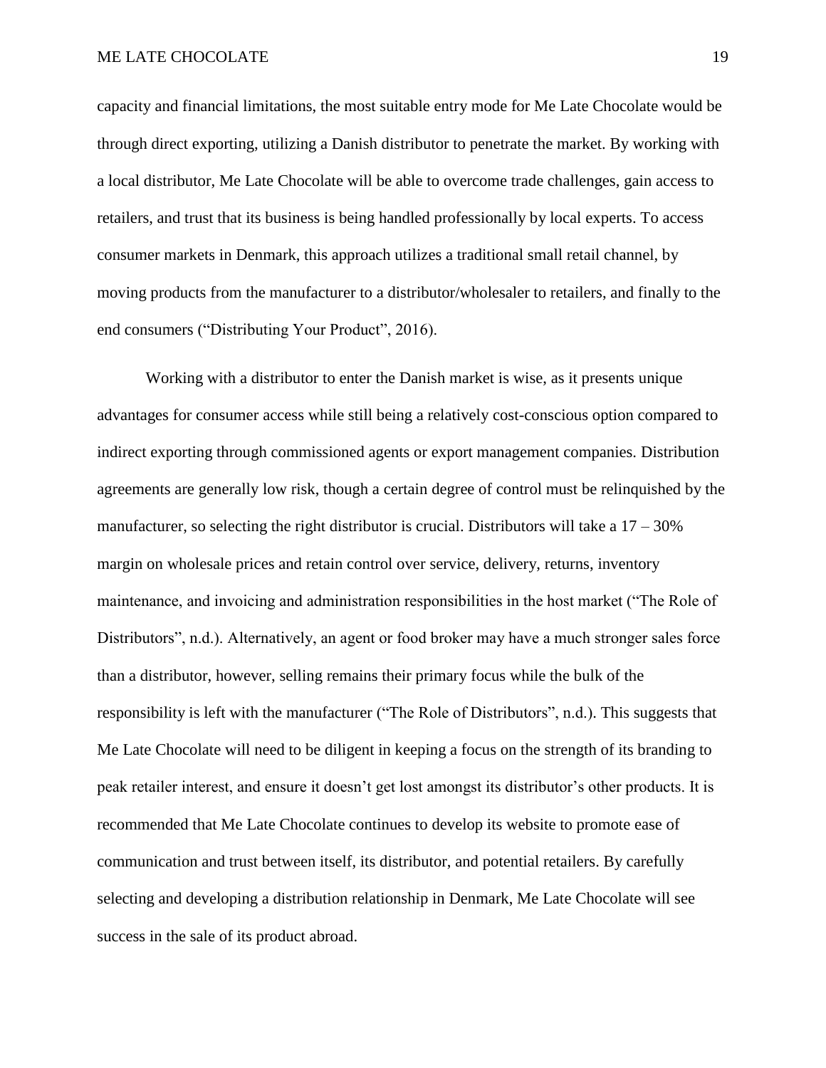capacity and financial limitations, the most suitable entry mode for Me Late Chocolate would be through direct exporting, utilizing a Danish distributor to penetrate the market. By working with a local distributor, Me Late Chocolate will be able to overcome trade challenges, gain access to retailers, and trust that its business is being handled professionally by local experts. To access consumer markets in Denmark, this approach utilizes a traditional small retail channel, by moving products from the manufacturer to a distributor/wholesaler to retailers, and finally to the end consumers ("Distributing Your Product", 2016).

Working with a distributor to enter the Danish market is wise, as it presents unique advantages for consumer access while still being a relatively cost-conscious option compared to indirect exporting through commissioned agents or export management companies. Distribution agreements are generally low risk, though a certain degree of control must be relinquished by the manufacturer, so selecting the right distributor is crucial. Distributors will take a 17 – 30% margin on wholesale prices and retain control over service, delivery, returns, inventory maintenance, and invoicing and administration responsibilities in the host market ("The Role of Distributors", n.d.). Alternatively, an agent or food broker may have a much stronger sales force than a distributor, however, selling remains their primary focus while the bulk of the responsibility is left with the manufacturer ("The Role of Distributors", n.d.). This suggests that Me Late Chocolate will need to be diligent in keeping a focus on the strength of its branding to peak retailer interest, and ensure it doesn't get lost amongst its distributor's other products. It is recommended that Me Late Chocolate continues to develop its website to promote ease of communication and trust between itself, its distributor, and potential retailers. By carefully selecting and developing a distribution relationship in Denmark, Me Late Chocolate will see success in the sale of its product abroad.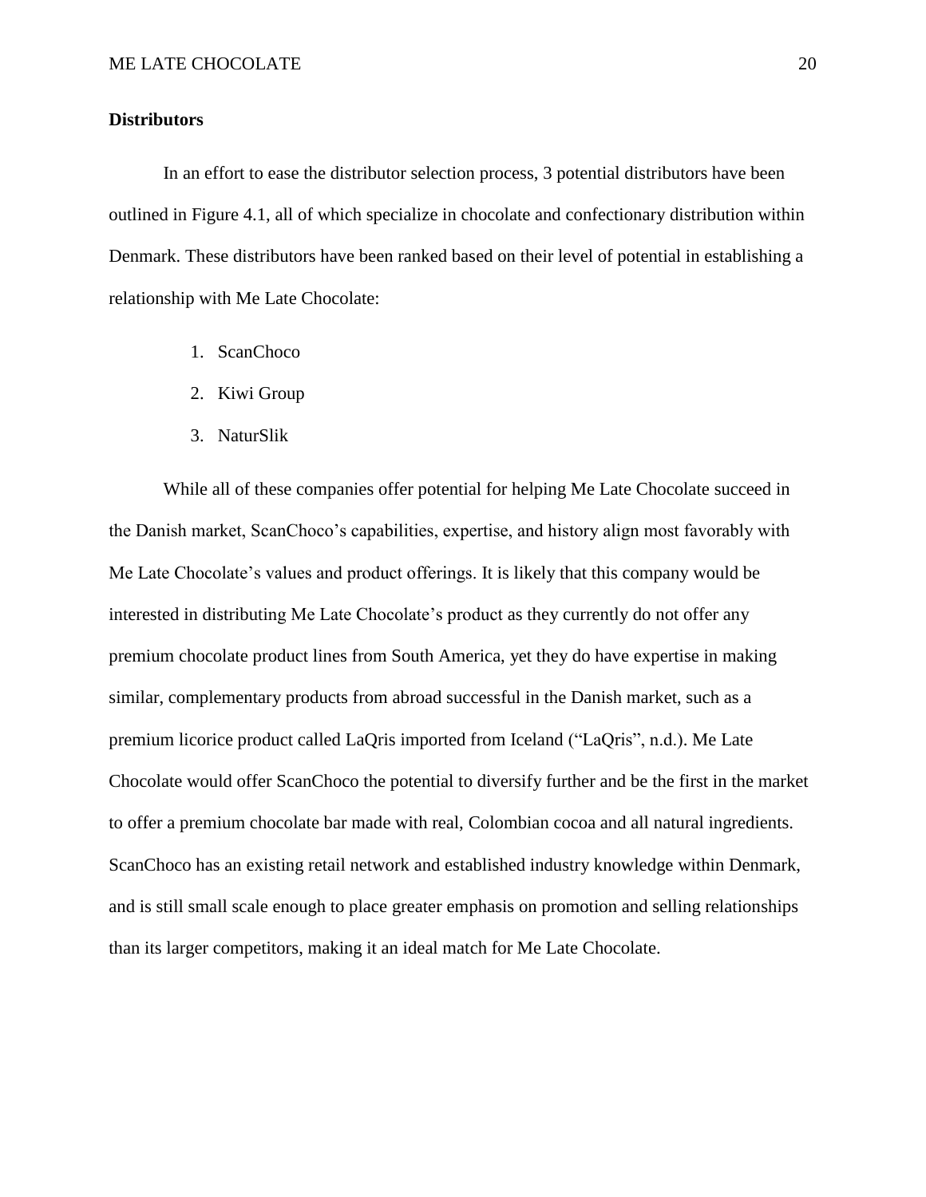## Distributors

In an effort to ease the distributor selection process, 3 potential distributors have been outlined in Figure 4.1, all of which specialize in chocolate and confectionary distribution within Denmark. These distributors have been ranked based on their level of potential in establishing a relationship with Me Late Chocolate:

1. ScanChoco
2. Kiwi Group
3. NaturSlik

While all of these companies offer potential for helping Me Late Chocolate succeed in the Danish market, ScanChoco's capabilities, expertise, and history align most favorably with Me Late Chocolate's values and product offerings. It is likely that this company would be interested in distributing Me Late Chocolate's product as they currently do not offer any premium chocolate product lines from South America, yet they do have expertise in making similar, complementary products from abroad successful in the Danish market, such as a premium licorice product called LaQris imported from Iceland ("LaQris", n.d.). Me Late Chocolate would offer ScanChoco the potential to diversify further and be the first in the market to offer a premium chocolate bar made with real, Colombian cocoa and all natural ingredients. ScanChoco has an existing retail network and established industry knowledge within Denmark, and is still small scale enough to place greater emphasis on promotion and selling relationships than its larger competitors, making it an ideal match for Me Late Chocolate.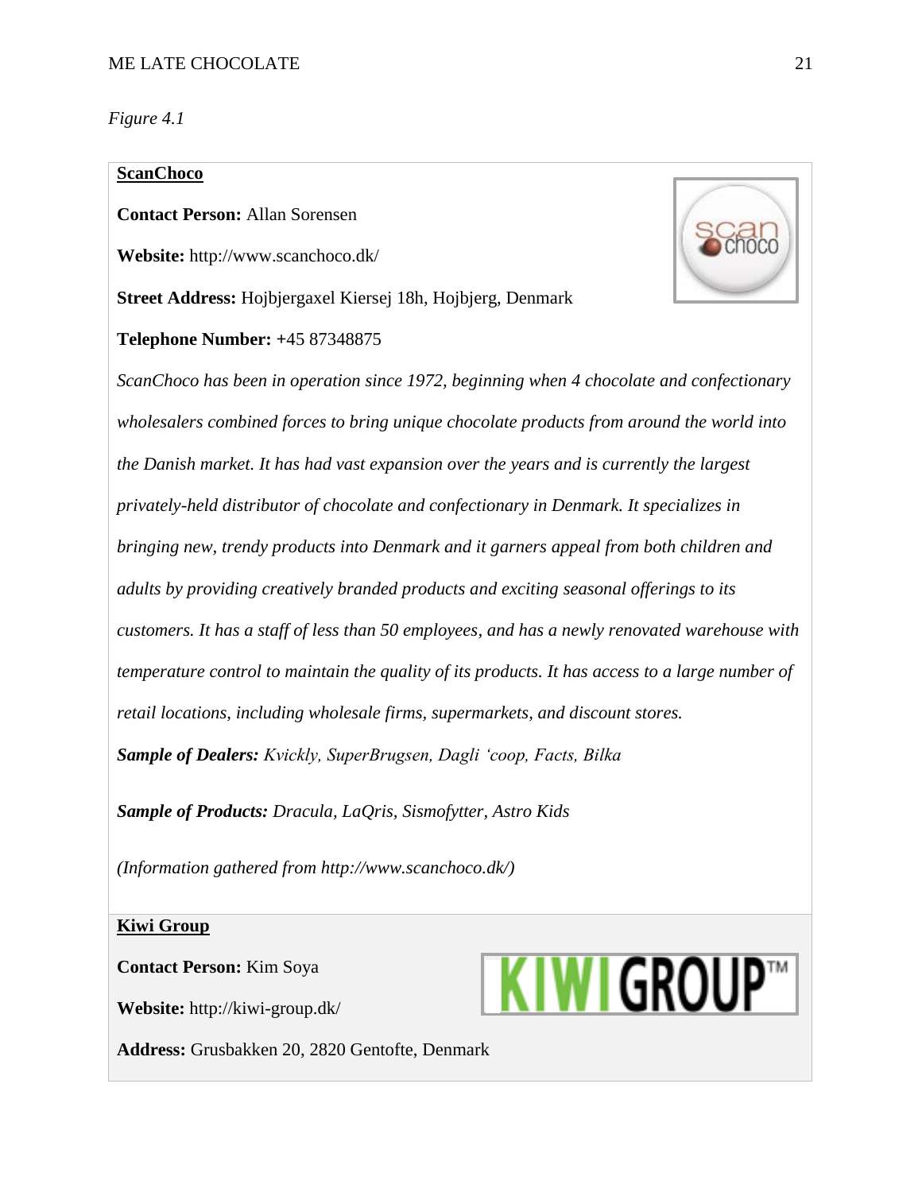*Figure 4.1*

**ScanChoco**

**Contact Person:** Allan Sorensen

**Website:** http://www.scanchoco.dk/

**Street Address:** Hojbjergaxel Kiersej 18h, Hojbjerg, Denmark

**Telephone Number:** +45 87348875

*ScanChoco has been in operation since 1972, beginning when 4 chocolate and confectionary wholesalers combined forces to bring unique chocolate products from around the world into the Danish market. It has had vast expansion over the years and is currently the largest privately-held distributor of chocolate and confectionary in Denmark. It specializes in bringing new, trendy products into Denmark and it garners appeal from both children and adults by providing creatively branded products and exciting seasonal offerings to its customers. It has a staff of less than 50 employees, and has a newly renovated warehouse with temperature control to maintain the quality of its products. It has access to a large number of retail locations, including wholesale firms, supermarkets, and discount stores.*

***Sample of Dealers:*** *Kvickly, SuperBrugsen, Dagli 'coop, Facts, Bilka*

***Sample of Products:*** *Dracula, LaQris, Sismofytter, Astro Kids*

*(Information gathered from http://www.scanchoco.dk/)*

**Kiwi Group**

**Contact Person:** Kim Soya

**Website:** http://kiwi-group.dk/

**Address:** Grusbakken 20, 2820 Gentofte, Denmark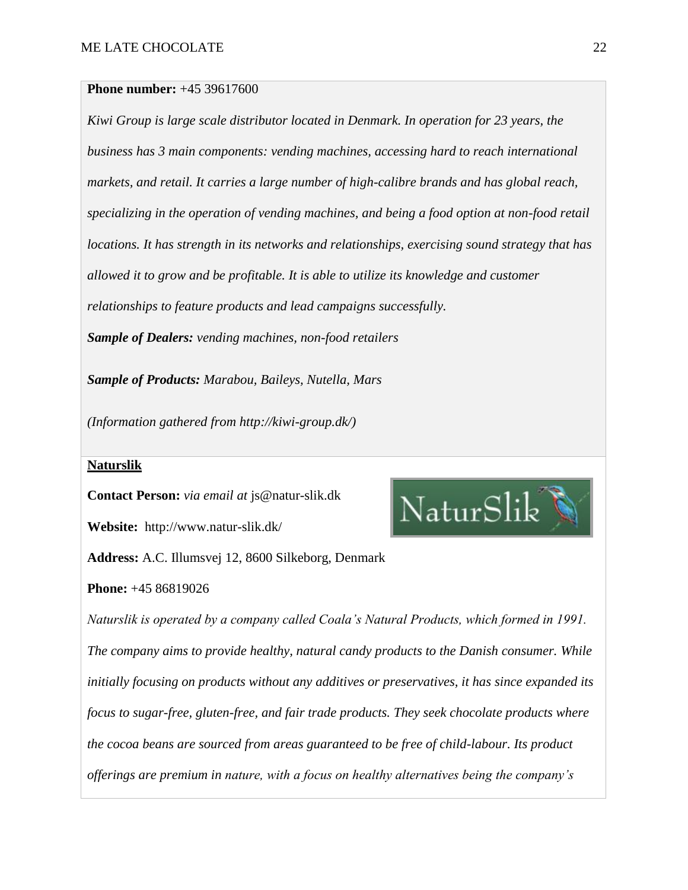**Phone number:** +45 39617600

*Kiwi Group is large scale distributor located in Denmark. In operation for 23 years, the business has 3 main components: vending machines, accessing hard to reach international markets, and retail. It carries a large number of high-calibre brands and has global reach, specializing in the operation of vending machines, and being a food option at non-food retail locations. It has strength in its networks and relationships, exercising sound strategy that has allowed it to grow and be profitable. It is able to utilize its knowledge and customer relationships to feature products and lead campaigns successfully.*

***Sample of Dealers:*** *vending machines, non-food retailers*

***Sample of Products:*** *Marabou, Baileys, Nutella, Mars*

*(Information gathered from http://kiwi-group.dk/)*

**<u>Naturslik</u>**

**Contact Person:** *via email at* js@natur-slik.dk

**Website:** http://www.natur-slik.dk/

**Address:** A.C. Illumsvej 12, 8600 Silkeborg, Denmark

**Phone:** +45 86819026

*Naturslik is operated by a company called Coala's Natural Products, which formed in 1991. The company aims to provide healthy, natural candy products to the Danish consumer. While initially focusing on products without any additives or preservatives, it has since expanded its focus to sugar-free, gluten-free, and fair trade products. They seek chocolate products where the cocoa beans are sourced from areas guaranteed to be free of child-labour. Its product offerings are premium in nature, with a focus on healthy alternatives being the company's*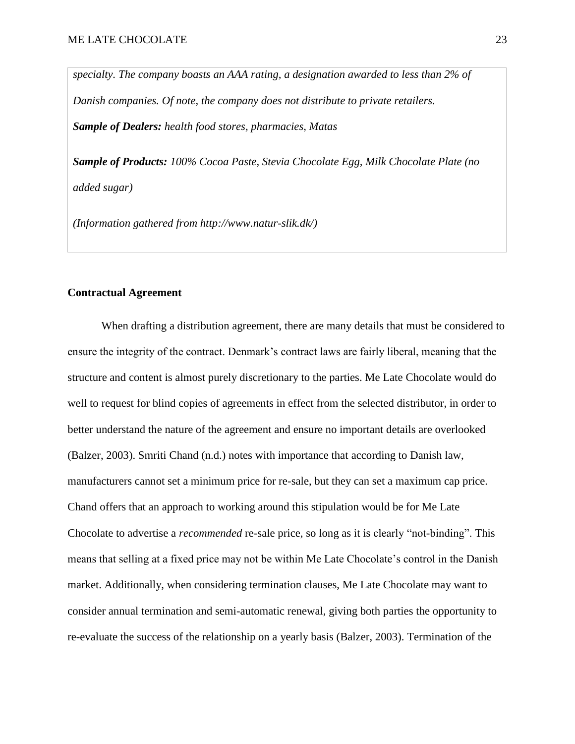*specialty. The company boasts an AAA rating, a designation awarded to less than 2% of Danish companies. Of note, the company does not distribute to private retailers.*

***Sample of Dealers:*** *health food stores, pharmacies, Matas*

***Sample of Products:*** *100% Cocoa Paste, Stevia Chocolate Egg, Milk Chocolate Plate (no added sugar)*

*(Information gathered from http://www.natur-slik.dk/)*

**Contractual Agreement**

When drafting a distribution agreement, there are many details that must be considered to ensure the integrity of the contract. Denmark's contract laws are fairly liberal, meaning that the structure and content is almost purely discretionary to the parties. Me Late Chocolate would do well to request for blind copies of agreements in effect from the selected distributor, in order to better understand the nature of the agreement and ensure no important details are overlooked (Balzer, 2003). Smriti Chand (n.d.) notes with importance that according to Danish law, manufacturers cannot set a minimum price for re-sale, but they can set a maximum cap price. Chand offers that an approach to working around this stipulation would be for Me Late Chocolate to advertise a *recommended* re-sale price, so long as it is clearly "not-binding". This means that selling at a fixed price may not be within Me Late Chocolate's control in the Danish market. Additionally, when considering termination clauses, Me Late Chocolate may want to consider annual termination and semi-automatic renewal, giving both parties the opportunity to re-evaluate the success of the relationship on a yearly basis (Balzer, 2003). Termination of the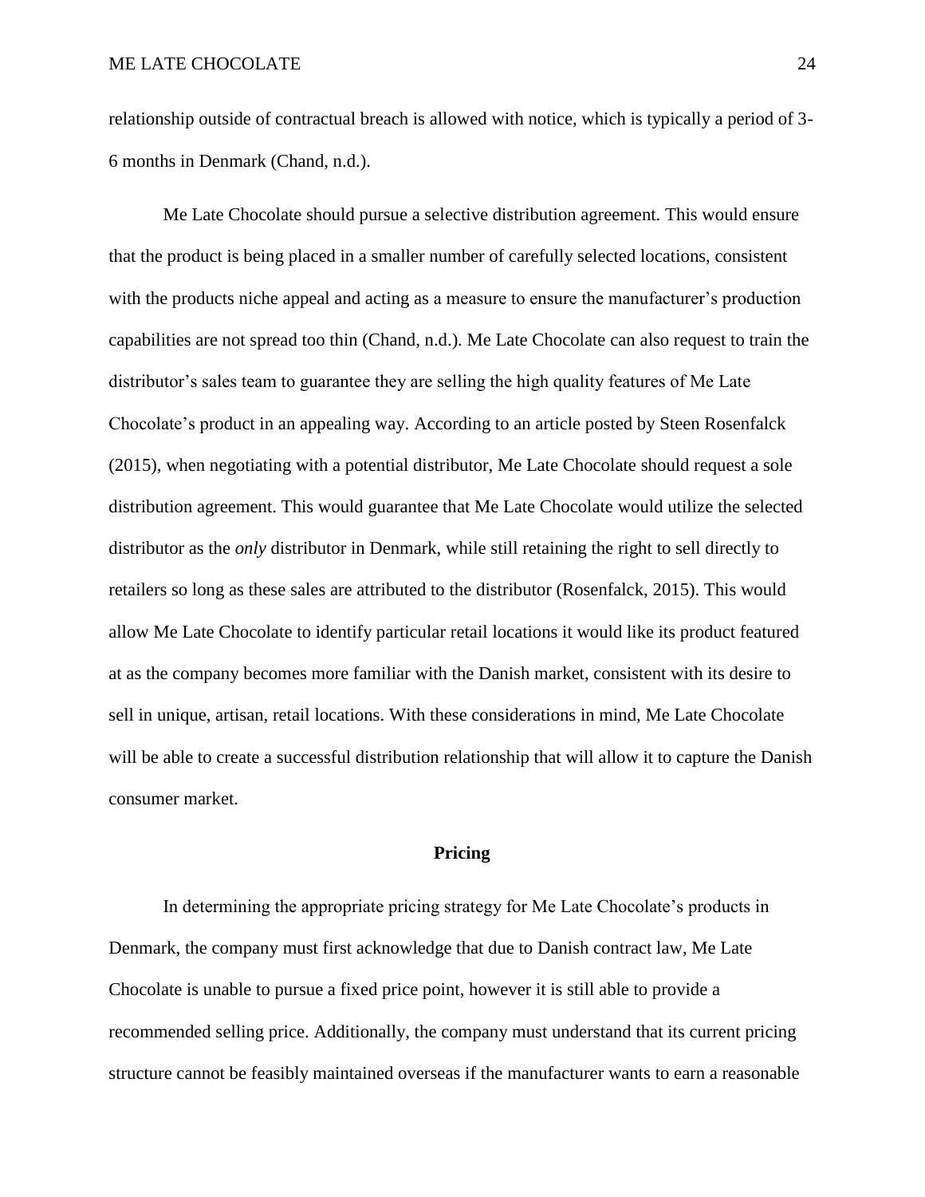relationship outside of contractual breach is allowed with notice, which is typically a period of 3-6 months in Denmark (Chand, n.d.).

Me Late Chocolate should pursue a selective distribution agreement. This would ensure that the product is being placed in a smaller number of carefully selected locations, consistent with the products niche appeal and acting as a measure to ensure the manufacturer's production capabilities are not spread too thin (Chand, n.d.). Me Late Chocolate can also request to train the distributor's sales team to guarantee they are selling the high quality features of Me Late Chocolate's product in an appealing way. According to an article posted by Steen Rosenfalck (2015), when negotiating with a potential distributor, Me Late Chocolate should request a sole distribution agreement. This would guarantee that Me Late Chocolate would utilize the selected distributor as the *only* distributor in Denmark, while still retaining the right to sell directly to retailers so long as these sales are attributed to the distributor (Rosenfalck, 2015). This would allow Me Late Chocolate to identify particular retail locations it would like its product featured at as the company becomes more familiar with the Danish market, consistent with its desire to sell in unique, artisan, retail locations. With these considerations in mind, Me Late Chocolate will be able to create a successful distribution relationship that will allow it to capture the Danish consumer market.

## Pricing

In determining the appropriate pricing strategy for Me Late Chocolate's products in Denmark, the company must first acknowledge that due to Danish contract law, Me Late Chocolate is unable to pursue a fixed price point, however it is still able to provide a recommended selling price. Additionally, the company must understand that its current pricing structure cannot be feasibly maintained overseas if the manufacturer wants to earn a reasonable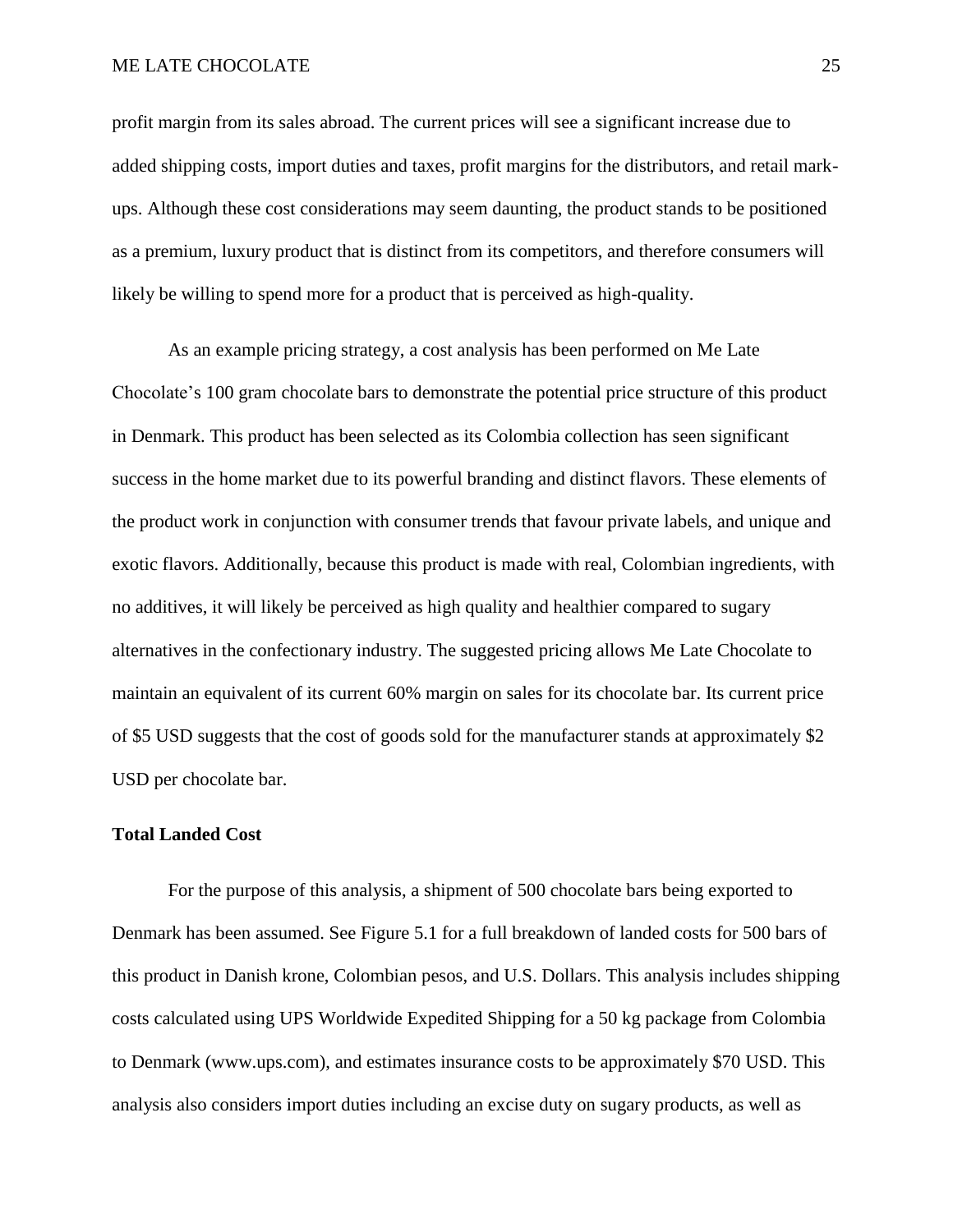profit margin from its sales abroad. The current prices will see a significant increase due to added shipping costs, import duties and taxes, profit margins for the distributors, and retail mark-ups. Although these cost considerations may seem daunting, the product stands to be positioned as a premium, luxury product that is distinct from its competitors, and therefore consumers will likely be willing to spend more for a product that is perceived as high-quality.

As an example pricing strategy, a cost analysis has been performed on Me Late Chocolate's 100 gram chocolate bars to demonstrate the potential price structure of this product in Denmark. This product has been selected as its Colombia collection has seen significant success in the home market due to its powerful branding and distinct flavors. These elements of the product work in conjunction with consumer trends that favour private labels, and unique and exotic flavors. Additionally, because this product is made with real, Colombian ingredients, with no additives, it will likely be perceived as high quality and healthier compared to sugary alternatives in the confectionary industry. The suggested pricing allows Me Late Chocolate to maintain an equivalent of its current 60% margin on sales for its chocolate bar. Its current price of $5 USD suggests that the cost of goods sold for the manufacturer stands at approximately $2 USD per chocolate bar.

### Total Landed Cost

For the purpose of this analysis, a shipment of 500 chocolate bars being exported to Denmark has been assumed. See Figure 5.1 for a full breakdown of landed costs for 500 bars of this product in Danish krone, Colombian pesos, and U.S. Dollars. This analysis includes shipping costs calculated using UPS Worldwide Expedited Shipping for a 50 kg package from Colombia to Denmark (www.ups.com), and estimates insurance costs to be approximately $70 USD. This analysis also considers import duties including an excise duty on sugary products, as well as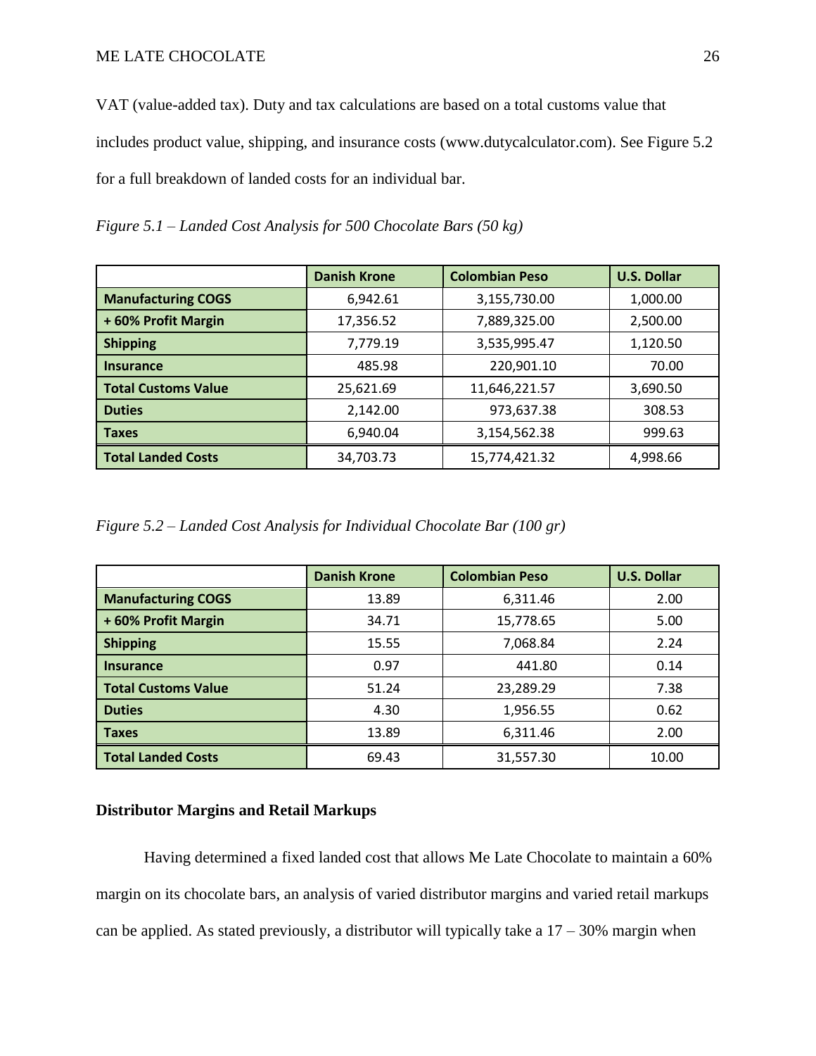VAT (value-added tax). Duty and tax calculations are based on a total customs value that includes product value, shipping, and insurance costs (www.dutycalculator.com). See Figure 5.2 for a full breakdown of landed costs for an individual bar.

*Figure 5.1 – Landed Cost Analysis for 500 Chocolate Bars (50 kg)*

| | Danish Krone | Colombian Peso | U.S. Dollar |
|---|---|---|---|
| **Manufacturing COGS** | 6,942.61 | 3,155,730.00 | 1,000.00 |
| **+ 60% Profit Margin** | 17,356.52 | 7,889,325.00 | 2,500.00 |
| **Shipping** | 7,779.19 | 3,535,995.47 | 1,120.50 |
| **Insurance** | 485.98 | 220,901.10 | 70.00 |
| **Total Customs Value** | 25,621.69 | 11,646,221.57 | 3,690.50 |
| **Duties** | 2,142.00 | 973,637.38 | 308.53 |
| **Taxes** | 6,940.04 | 3,154,562.38 | 999.63 |
| **Total Landed Costs** | 34,703.73 | 15,774,421.32 | 4,998.66 |

*Figure 5.2 – Landed Cost Analysis for Individual Chocolate Bar (100 gr)*

| | Danish Krone | Colombian Peso | U.S. Dollar |
|---|---|---|---|
| **Manufacturing COGS** | 13.89 | 6,311.46 | 2.00 |
| **+ 60% Profit Margin** | 34.71 | 15,778.65 | 5.00 |
| **Shipping** | 15.55 | 7,068.84 | 2.24 |
| **Insurance** | 0.97 | 441.80 | 0.14 |
| **Total Customs Value** | 51.24 | 23,289.29 | 7.38 |
| **Duties** | 4.30 | 1,956.55 | 0.62 |
| **Taxes** | 13.89 | 6,311.46 | 2.00 |
| **Total Landed Costs** | 69.43 | 31,557.30 | 10.00 |

### Distributor Margins and Retail Markups

Having determined a fixed landed cost that allows Me Late Chocolate to maintain a 60% margin on its chocolate bars, an analysis of varied distributor margins and varied retail markups can be applied. As stated previously, a distributor will typically take a 17 – 30% margin when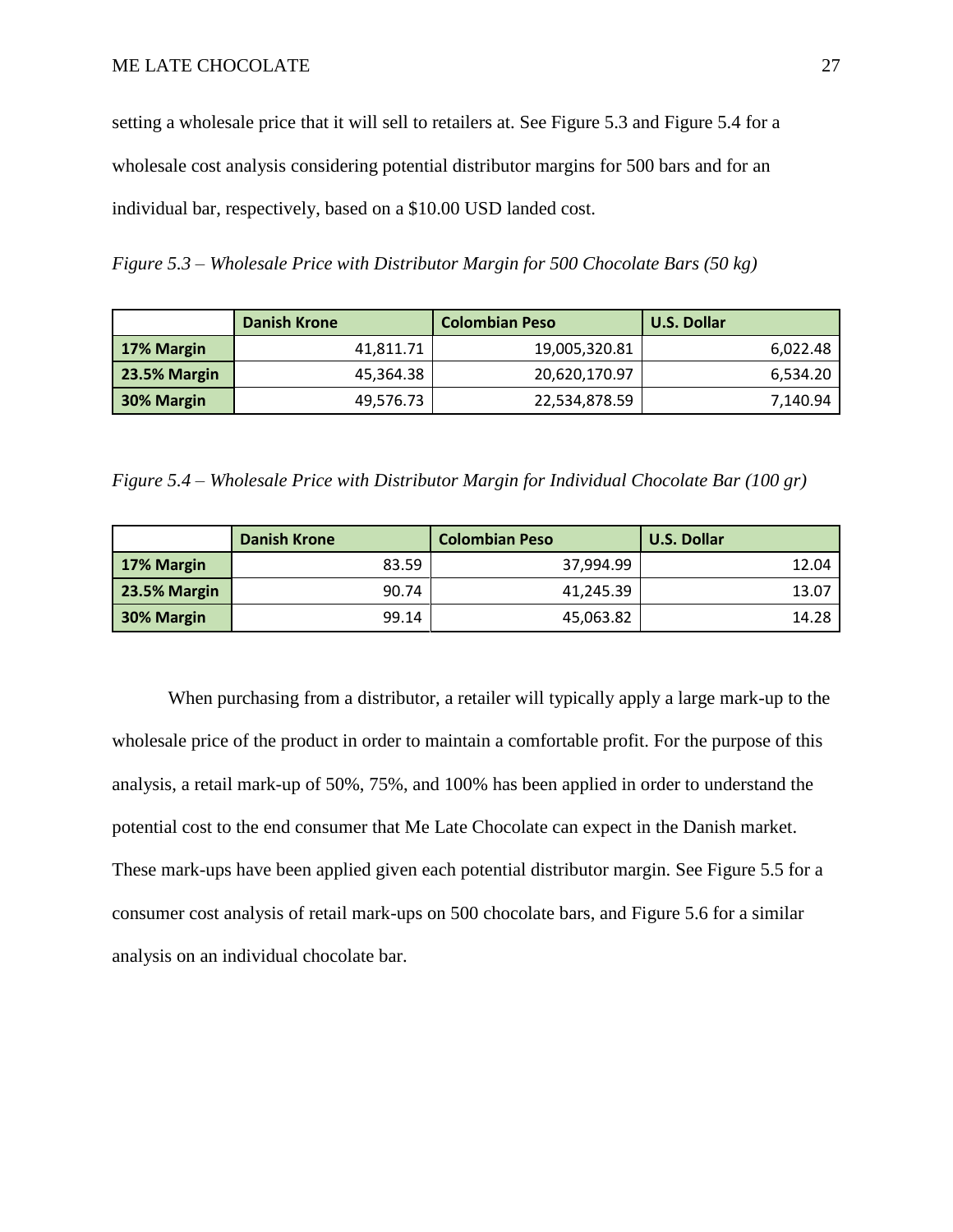setting a wholesale price that it will sell to retailers at. See Figure 5.3 and Figure 5.4 for a wholesale cost analysis considering potential distributor margins for 500 bars and for an individual bar, respectively, based on a $10.00 USD landed cost.

*Figure 5.3 – Wholesale Price with Distributor Margin for 500 Chocolate Bars (50 kg)*

| | Danish Krone | Colombian Peso | U.S. Dollar |
|---|---|---|---|
| **17% Margin** | 41,811.71 | 19,005,320.81 | 6,022.48 |
| **23.5% Margin** | 45,364.38 | 20,620,170.97 | 6,534.20 |
| **30% Margin** | 49,576.73 | 22,534,878.59 | 7,140.94 |

*Figure 5.4 – Wholesale Price with Distributor Margin for Individual Chocolate Bar (100 gr)*

| | Danish Krone | Colombian Peso | U.S. Dollar |
|---|---|---|---|
| **17% Margin** | 83.59 | 37,994.99 | 12.04 |
| **23.5% Margin** | 90.74 | 41,245.39 | 13.07 |
| **30% Margin** | 99.14 | 45,063.82 | 14.28 |

When purchasing from a distributor, a retailer will typically apply a large mark-up to the wholesale price of the product in order to maintain a comfortable profit. For the purpose of this analysis, a retail mark-up of 50%, 75%, and 100% has been applied in order to understand the potential cost to the end consumer that Me Late Chocolate can expect in the Danish market. These mark-ups have been applied given each potential distributor margin. See Figure 5.5 for a consumer cost analysis of retail mark-ups on 500 chocolate bars, and Figure 5.6 for a similar analysis on an individual chocolate bar.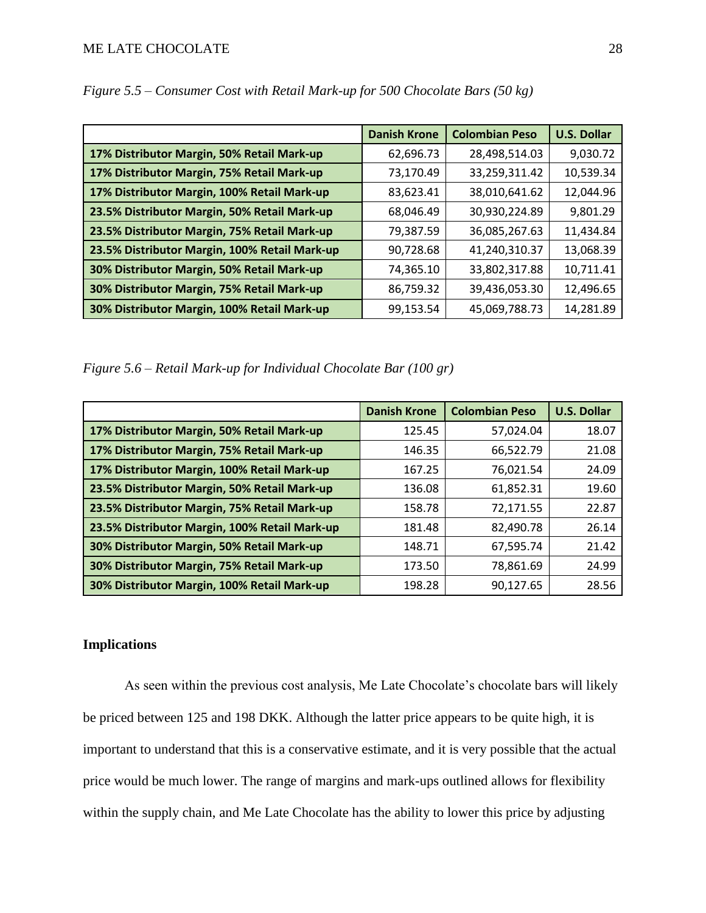*Figure 5.5 – Consumer Cost with Retail Mark-up for 500 Chocolate Bars (50 kg)*

| | Danish Krone | Colombian Peso | U.S. Dollar |
|---|---|---|---|
| **17% Distributor Margin, 50% Retail Mark-up** | 62,696.73 | 28,498,514.03 | 9,030.72 |
| **17% Distributor Margin, 75% Retail Mark-up** | 73,170.49 | 33,259,311.42 | 10,539.34 |
| **17% Distributor Margin, 100% Retail Mark-up** | 83,623.41 | 38,010,641.62 | 12,044.96 |
| **23.5% Distributor Margin, 50% Retail Mark-up** | 68,046.49 | 30,930,224.89 | 9,801.29 |
| **23.5% Distributor Margin, 75% Retail Mark-up** | 79,387.59 | 36,085,267.63 | 11,434.84 |
| **23.5% Distributor Margin, 100% Retail Mark-up** | 90,728.68 | 41,240,310.37 | 13,068.39 |
| **30% Distributor Margin, 50% Retail Mark-up** | 74,365.10 | 33,802,317.88 | 10,711.41 |
| **30% Distributor Margin, 75% Retail Mark-up** | 86,759.32 | 39,436,053.30 | 12,496.65 |
| **30% Distributor Margin, 100% Retail Mark-up** | 99,153.54 | 45,069,788.73 | 14,281.89 |

*Figure 5.6 – Retail Mark-up for Individual Chocolate Bar (100 gr)*

| | Danish Krone | Colombian Peso | U.S. Dollar |
|---|---|---|---|
| **17% Distributor Margin, 50% Retail Mark-up** | 125.45 | 57,024.04 | 18.07 |
| **17% Distributor Margin, 75% Retail Mark-up** | 146.35 | 66,522.79 | 21.08 |
| **17% Distributor Margin, 100% Retail Mark-up** | 167.25 | 76,021.54 | 24.09 |
| **23.5% Distributor Margin, 50% Retail Mark-up** | 136.08 | 61,852.31 | 19.60 |
| **23.5% Distributor Margin, 75% Retail Mark-up** | 158.78 | 72,171.55 | 22.87 |
| **23.5% Distributor Margin, 100% Retail Mark-up** | 181.48 | 82,490.78 | 26.14 |
| **30% Distributor Margin, 50% Retail Mark-up** | 148.71 | 67,595.74 | 21.42 |
| **30% Distributor Margin, 75% Retail Mark-up** | 173.50 | 78,861.69 | 24.99 |
| **30% Distributor Margin, 100% Retail Mark-up** | 198.28 | 90,127.65 | 28.56 |

**Implications**

As seen within the previous cost analysis, Me Late Chocolate's chocolate bars will likely be priced between 125 and 198 DKK. Although the latter price appears to be quite high, it is important to understand that this is a conservative estimate, and it is very possible that the actual price would be much lower. The range of margins and mark-ups outlined allows for flexibility within the supply chain, and Me Late Chocolate has the ability to lower this price by adjusting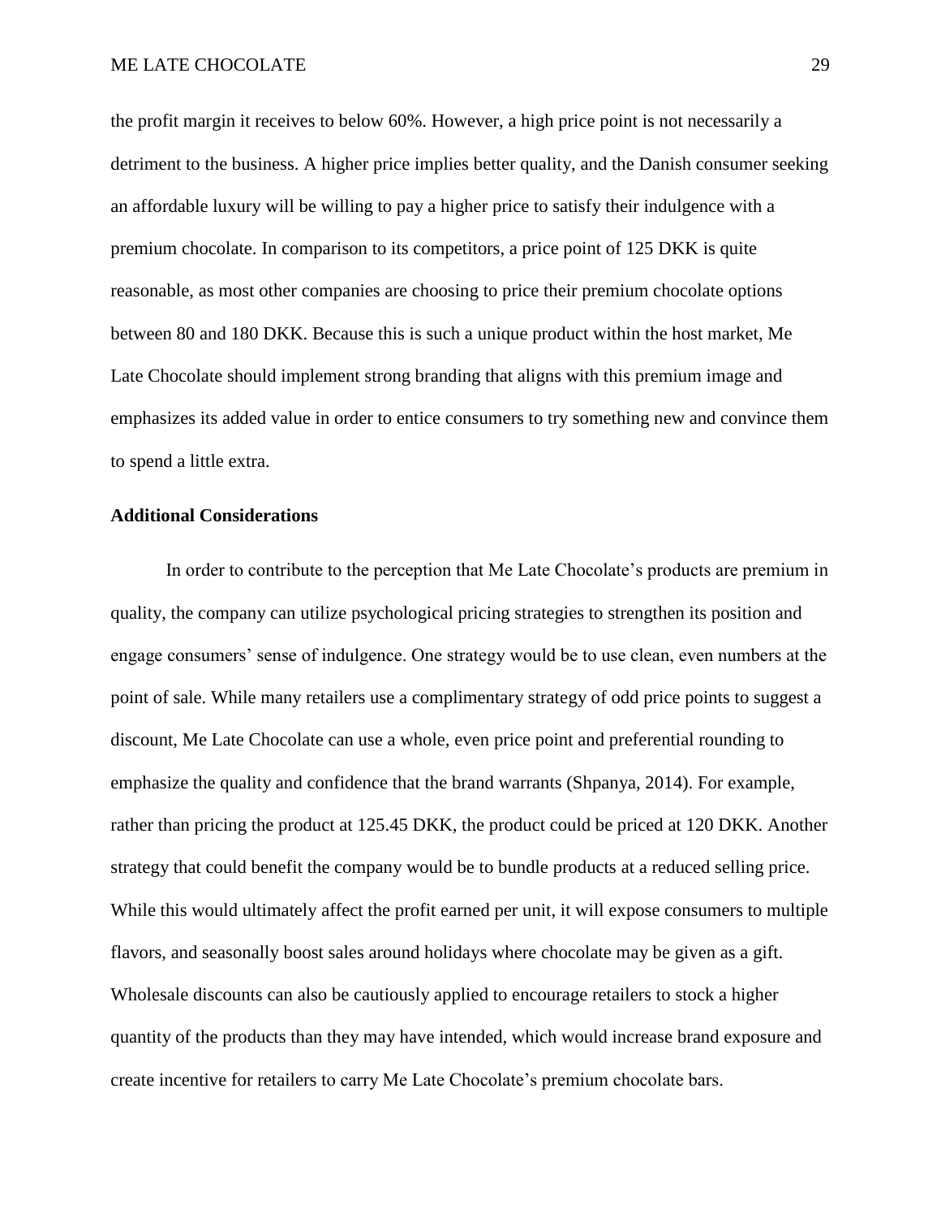the profit margin it receives to below 60%. However, a high price point is not necessarily a detriment to the business. A higher price implies better quality, and the Danish consumer seeking an affordable luxury will be willing to pay a higher price to satisfy their indulgence with a premium chocolate. In comparison to its competitors, a price point of 125 DKK is quite reasonable, as most other companies are choosing to price their premium chocolate options between 80 and 180 DKK. Because this is such a unique product within the host market, Me Late Chocolate should implement strong branding that aligns with this premium image and emphasizes its added value in order to entice consumers to try something new and convince them to spend a little extra.

**Additional Considerations**

In order to contribute to the perception that Me Late Chocolate's products are premium in quality, the company can utilize psychological pricing strategies to strengthen its position and engage consumers' sense of indulgence. One strategy would be to use clean, even numbers at the point of sale. While many retailers use a complimentary strategy of odd price points to suggest a discount, Me Late Chocolate can use a whole, even price point and preferential rounding to emphasize the quality and confidence that the brand warrants (Shpanya, 2014). For example, rather than pricing the product at 125.45 DKK, the product could be priced at 120 DKK. Another strategy that could benefit the company would be to bundle products at a reduced selling price. While this would ultimately affect the profit earned per unit, it will expose consumers to multiple flavors, and seasonally boost sales around holidays where chocolate may be given as a gift. Wholesale discounts can also be cautiously applied to encourage retailers to stock a higher quantity of the products than they may have intended, which would increase brand exposure and create incentive for retailers to carry Me Late Chocolate's premium chocolate bars.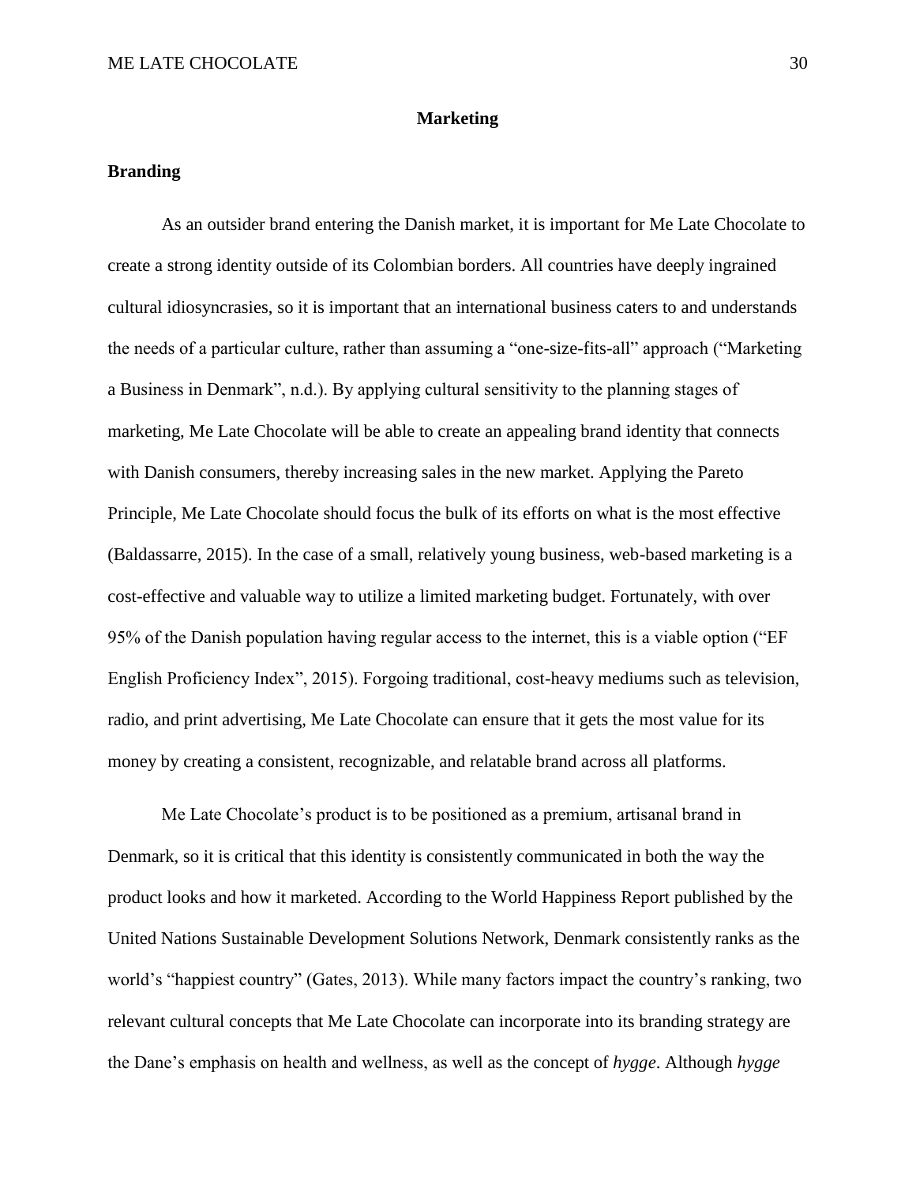## Marketing

### Branding

As an outsider brand entering the Danish market, it is important for Me Late Chocolate to create a strong identity outside of its Colombian borders. All countries have deeply ingrained cultural idiosyncrasies, so it is important that an international business caters to and understands the needs of a particular culture, rather than assuming a "one-size-fits-all" approach ("Marketing a Business in Denmark", n.d.). By applying cultural sensitivity to the planning stages of marketing, Me Late Chocolate will be able to create an appealing brand identity that connects with Danish consumers, thereby increasing sales in the new market. Applying the Pareto Principle, Me Late Chocolate should focus the bulk of its efforts on what is the most effective (Baldassarre, 2015). In the case of a small, relatively young business, web-based marketing is a cost-effective and valuable way to utilize a limited marketing budget. Fortunately, with over 95% of the Danish population having regular access to the internet, this is a viable option ("EF English Proficiency Index", 2015). Forgoing traditional, cost-heavy mediums such as television, radio, and print advertising, Me Late Chocolate can ensure that it gets the most value for its money by creating a consistent, recognizable, and relatable brand across all platforms.

Me Late Chocolate's product is to be positioned as a premium, artisanal brand in Denmark, so it is critical that this identity is consistently communicated in both the way the product looks and how it marketed. According to the World Happiness Report published by the United Nations Sustainable Development Solutions Network, Denmark consistently ranks as the world's "happiest country" (Gates, 2013). While many factors impact the country's ranking, two relevant cultural concepts that Me Late Chocolate can incorporate into its branding strategy are the Dane's emphasis on health and wellness, as well as the concept of *hygge*. Although *hygge*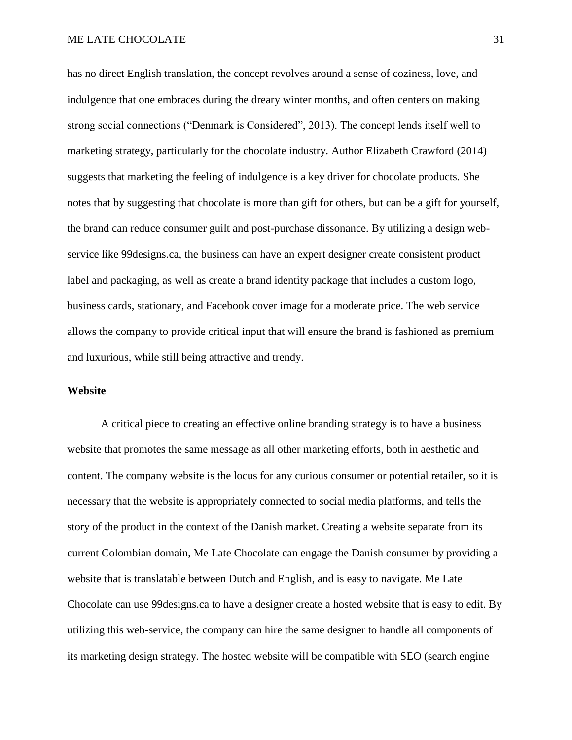has no direct English translation, the concept revolves around a sense of coziness, love, and indulgence that one embraces during the dreary winter months, and often centers on making strong social connections ("Denmark is Considered", 2013). The concept lends itself well to marketing strategy, particularly for the chocolate industry. Author Elizabeth Crawford (2014) suggests that marketing the feeling of indulgence is a key driver for chocolate products. She notes that by suggesting that chocolate is more than gift for others, but can be a gift for yourself, the brand can reduce consumer guilt and post-purchase dissonance. By utilizing a design web-service like 99designs.ca, the business can have an expert designer create consistent product label and packaging, as well as create a brand identity package that includes a custom logo, business cards, stationary, and Facebook cover image for a moderate price. The web service allows the company to provide critical input that will ensure the brand is fashioned as premium and luxurious, while still being attractive and trendy.

**Website**

A critical piece to creating an effective online branding strategy is to have a business website that promotes the same message as all other marketing efforts, both in aesthetic and content. The company website is the locus for any curious consumer or potential retailer, so it is necessary that the website is appropriately connected to social media platforms, and tells the story of the product in the context of the Danish market. Creating a website separate from its current Colombian domain, Me Late Chocolate can engage the Danish consumer by providing a website that is translatable between Dutch and English, and is easy to navigate. Me Late Chocolate can use 99designs.ca to have a designer create a hosted website that is easy to edit. By utilizing this web-service, the company can hire the same designer to handle all components of its marketing design strategy. The hosted website will be compatible with SEO (search engine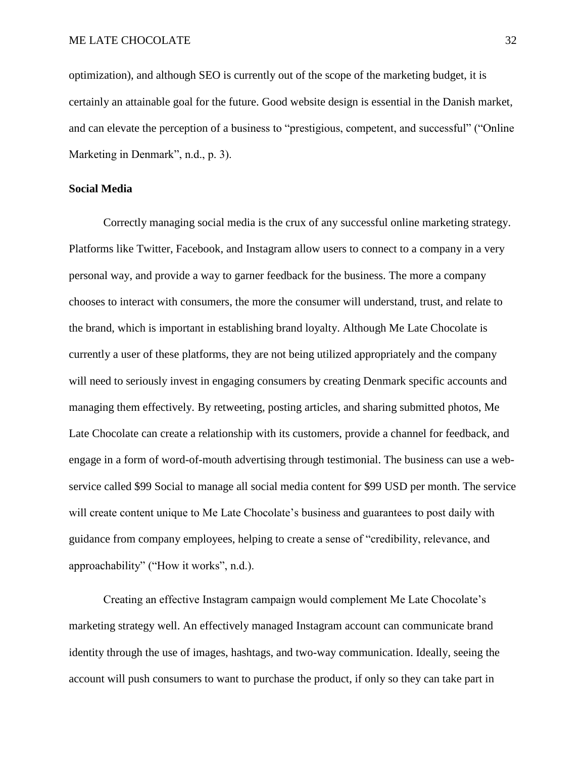optimization), and although SEO is currently out of the scope of the marketing budget, it is certainly an attainable goal for the future. Good website design is essential in the Danish market, and can elevate the perception of a business to "prestigious, competent, and successful" ("Online Marketing in Denmark", n.d., p. 3).

**Social Media**

Correctly managing social media is the crux of any successful online marketing strategy. Platforms like Twitter, Facebook, and Instagram allow users to connect to a company in a very personal way, and provide a way to garner feedback for the business. The more a company chooses to interact with consumers, the more the consumer will understand, trust, and relate to the brand, which is important in establishing brand loyalty. Although Me Late Chocolate is currently a user of these platforms, they are not being utilized appropriately and the company will need to seriously invest in engaging consumers by creating Denmark specific accounts and managing them effectively. By retweeting, posting articles, and sharing submitted photos, Me Late Chocolate can create a relationship with its customers, provide a channel for feedback, and engage in a form of word-of-mouth advertising through testimonial. The business can use a web-service called $99 Social to manage all social media content for $99 USD per month. The service will create content unique to Me Late Chocolate's business and guarantees to post daily with guidance from company employees, helping to create a sense of "credibility, relevance, and approachability" ("How it works", n.d.).

Creating an effective Instagram campaign would complement Me Late Chocolate's marketing strategy well. An effectively managed Instagram account can communicate brand identity through the use of images, hashtags, and two-way communication. Ideally, seeing the account will push consumers to want to purchase the product, if only so they can take part in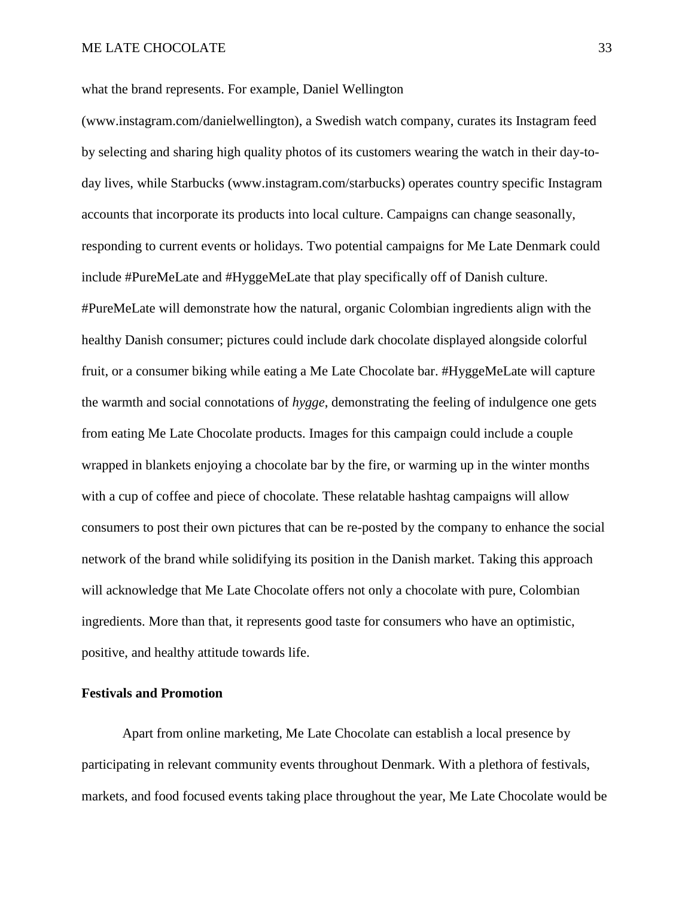what the brand represents. For example, Daniel Wellington (www.instagram.com/danielwellington), a Swedish watch company, curates its Instagram feed by selecting and sharing high quality photos of its customers wearing the watch in their day-to-day lives, while Starbucks (www.instagram.com/starbucks) operates country specific Instagram accounts that incorporate its products into local culture. Campaigns can change seasonally, responding to current events or holidays. Two potential campaigns for Me Late Denmark could include #PureMeLate and #HyggeMeLate that play specifically off of Danish culture. #PureMeLate will demonstrate how the natural, organic Colombian ingredients align with the healthy Danish consumer; pictures could include dark chocolate displayed alongside colorful fruit, or a consumer biking while eating a Me Late Chocolate bar. #HyggeMeLate will capture the warmth and social connotations of *hygge*, demonstrating the feeling of indulgence one gets from eating Me Late Chocolate products. Images for this campaign could include a couple wrapped in blankets enjoying a chocolate bar by the fire, or warming up in the winter months with a cup of coffee and piece of chocolate. These relatable hashtag campaigns will allow consumers to post their own pictures that can be re-posted by the company to enhance the social network of the brand while solidifying its position in the Danish market. Taking this approach will acknowledge that Me Late Chocolate offers not only a chocolate with pure, Colombian ingredients. More than that, it represents good taste for consumers who have an optimistic, positive, and healthy attitude towards life.

**Festivals and Promotion**

Apart from online marketing, Me Late Chocolate can establish a local presence by participating in relevant community events throughout Denmark. With a plethora of festivals, markets, and food focused events taking place throughout the year, Me Late Chocolate would be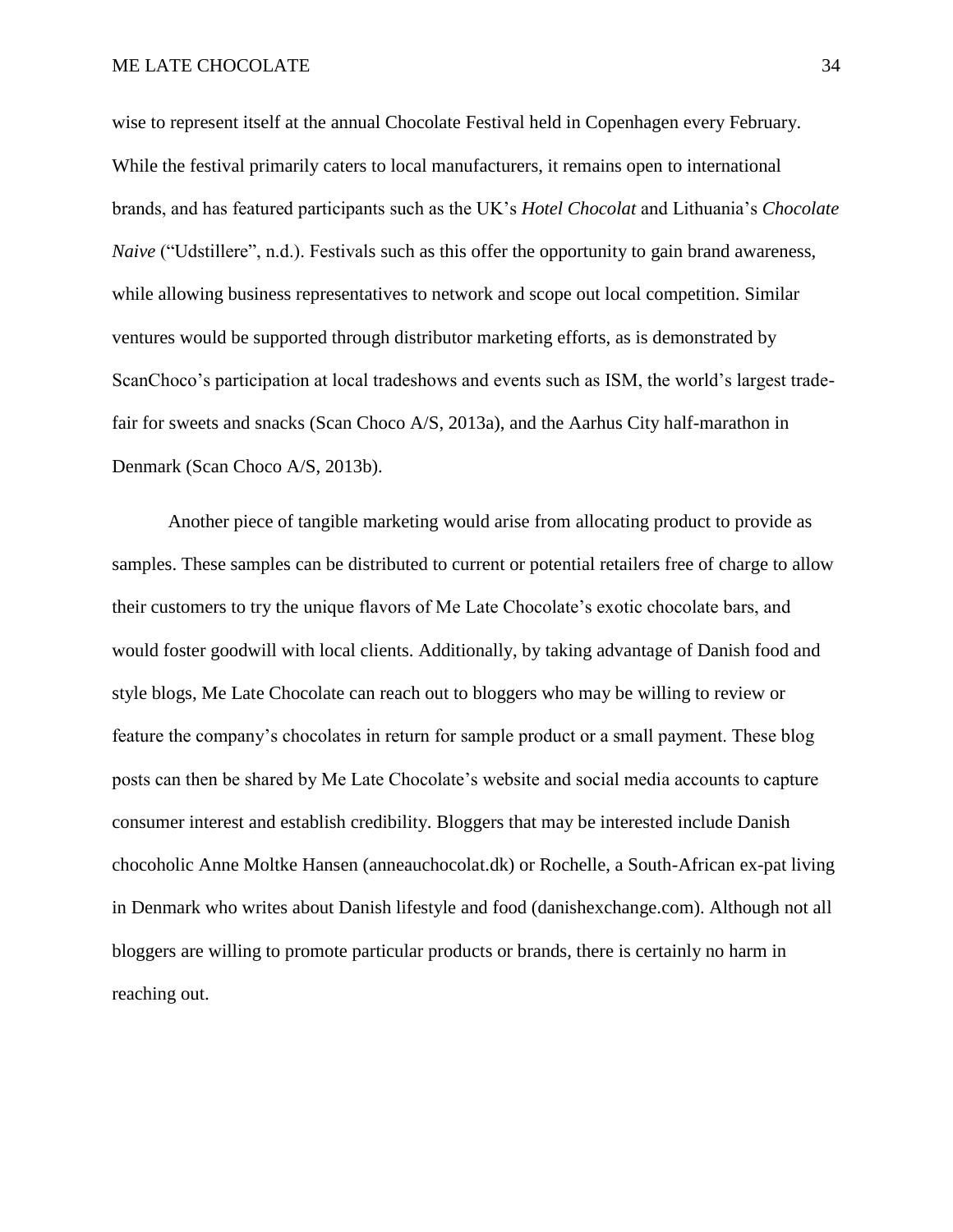wise to represent itself at the annual Chocolate Festival held in Copenhagen every February. While the festival primarily caters to local manufacturers, it remains open to international brands, and has featured participants such as the UK's *Hotel Chocolat* and Lithuania's *Chocolate Naive* ("Udstillere", n.d.). Festivals such as this offer the opportunity to gain brand awareness, while allowing business representatives to network and scope out local competition. Similar ventures would be supported through distributor marketing efforts, as is demonstrated by ScanChoco's participation at local tradeshows and events such as ISM, the world's largest trade-fair for sweets and snacks (Scan Choco A/S, 2013a), and the Aarhus City half-marathon in Denmark (Scan Choco A/S, 2013b).

Another piece of tangible marketing would arise from allocating product to provide as samples. These samples can be distributed to current or potential retailers free of charge to allow their customers to try the unique flavors of Me Late Chocolate's exotic chocolate bars, and would foster goodwill with local clients. Additionally, by taking advantage of Danish food and style blogs, Me Late Chocolate can reach out to bloggers who may be willing to review or feature the company's chocolates in return for sample product or a small payment. These blog posts can then be shared by Me Late Chocolate's website and social media accounts to capture consumer interest and establish credibility. Bloggers that may be interested include Danish chocoholic Anne Moltke Hansen (anneauchocolat.dk) or Rochelle, a South-African ex-pat living in Denmark who writes about Danish lifestyle and food (danishexchange.com). Although not all bloggers are willing to promote particular products or brands, there is certainly no harm in reaching out.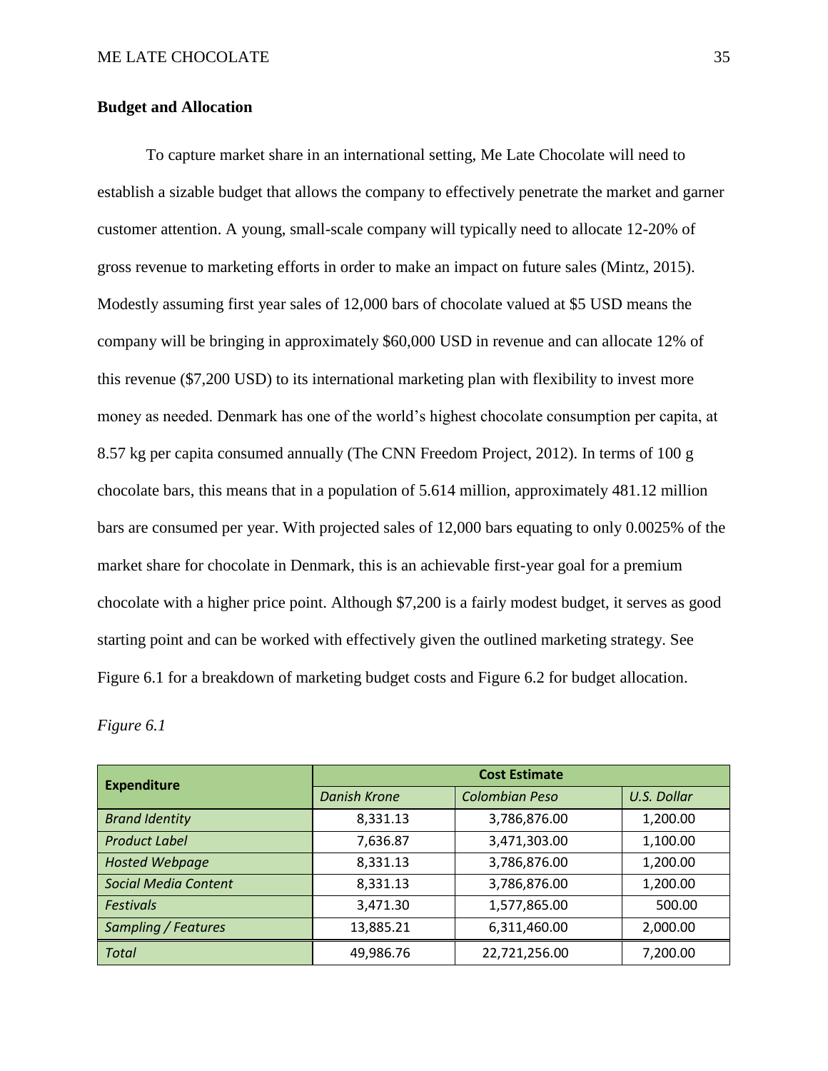## Budget and Allocation

To capture market share in an international setting, Me Late Chocolate will need to establish a sizable budget that allows the company to effectively penetrate the market and garner customer attention. A young, small-scale company will typically need to allocate 12-20% of gross revenue to marketing efforts in order to make an impact on future sales (Mintz, 2015). Modestly assuming first year sales of 12,000 bars of chocolate valued at $5 USD means the company will be bringing in approximately $60,000 USD in revenue and can allocate 12% of this revenue ($7,200 USD) to its international marketing plan with flexibility to invest more money as needed. Denmark has one of the world's highest chocolate consumption per capita, at 8.57 kg per capita consumed annually (The CNN Freedom Project, 2012). In terms of 100 g chocolate bars, this means that in a population of 5.614 million, approximately 481.12 million bars are consumed per year. With projected sales of 12,000 bars equating to only 0.0025% of the market share for chocolate in Denmark, this is an achievable first-year goal for a premium chocolate with a higher price point. Although $7,200 is a fairly modest budget, it serves as good starting point and can be worked with effectively given the outlined marketing strategy. See Figure 6.1 for a breakdown of marketing budget costs and Figure 6.2 for budget allocation.

*Figure 6.1*

| **Expenditure** | **Cost Estimate** | | |
|---|---|---|---|
| | *Danish Krone* | *Colombian Peso* | *U.S. Dollar* |
| *Brand Identity* | 8,331.13 | 3,786,876.00 | 1,200.00 |
| *Product Label* | 7,636.87 | 3,471,303.00 | 1,100.00 |
| *Hosted Webpage* | 8,331.13 | 3,786,876.00 | 1,200.00 |
| *Social Media Content* | 8,331.13 | 3,786,876.00 | 1,200.00 |
| *Festivals* | 3,471.30 | 1,577,865.00 | 500.00 |
| *Sampling / Features* | 13,885.21 | 6,311,460.00 | 2,000.00 |
| *Total* | 49,986.76 | 22,721,256.00 | 7,200.00 |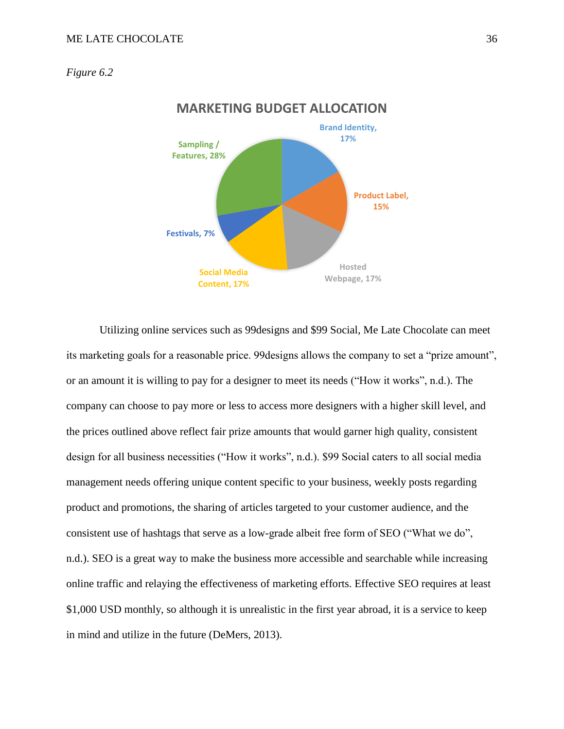*Figure 6.2*

**MARKETING BUDGET ALLOCATION**

Brand Identity, 17%

Product Label, 15%

Hosted Webpage, 17%

Social Media Content, 17%

Festivals, 7%

Sampling / Features, 28%

Utilizing online services such as 99designs and $99 Social, Me Late Chocolate can meet its marketing goals for a reasonable price. 99designs allows the company to set a "prize amount", or an amount it is willing to pay for a designer to meet its needs ("How it works", n.d.). The company can choose to pay more or less to access more designers with a higher skill level, and the prices outlined above reflect fair prize amounts that would garner high quality, consistent design for all business necessities ("How it works", n.d.). $99 Social caters to all social media management needs offering unique content specific to your business, weekly posts regarding product and promotions, the sharing of articles targeted to your customer audience, and the consistent use of hashtags that serve as a low-grade albeit free form of SEO ("What we do", n.d.). SEO is a great way to make the business more accessible and searchable while increasing online traffic and relaying the effectiveness of marketing efforts. Effective SEO requires at least $1,000 USD monthly, so although it is unrealistic in the first year abroad, it is a service to keep in mind and utilize in the future (DeMers, 2013).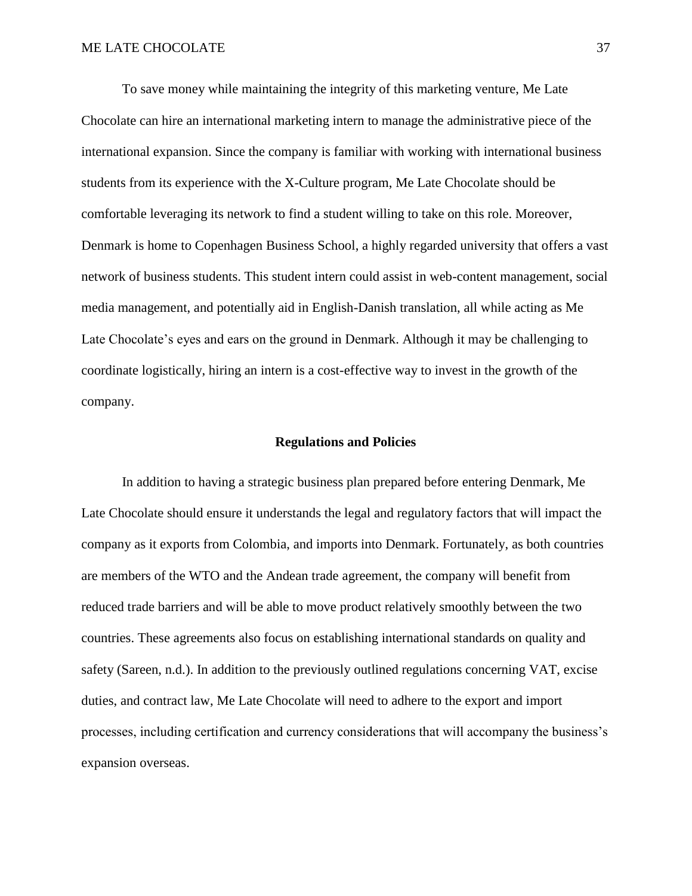To save money while maintaining the integrity of this marketing venture, Me Late Chocolate can hire an international marketing intern to manage the administrative piece of the international expansion. Since the company is familiar with working with international business students from its experience with the X-Culture program, Me Late Chocolate should be comfortable leveraging its network to find a student willing to take on this role. Moreover, Denmark is home to Copenhagen Business School, a highly regarded university that offers a vast network of business students. This student intern could assist in web-content management, social media management, and potentially aid in English-Danish translation, all while acting as Me Late Chocolate's eyes and ears on the ground in Denmark. Although it may be challenging to coordinate logistically, hiring an intern is a cost-effective way to invest in the growth of the company.

## Regulations and Policies

In addition to having a strategic business plan prepared before entering Denmark, Me Late Chocolate should ensure it understands the legal and regulatory factors that will impact the company as it exports from Colombia, and imports into Denmark. Fortunately, as both countries are members of the WTO and the Andean trade agreement, the company will benefit from reduced trade barriers and will be able to move product relatively smoothly between the two countries. These agreements also focus on establishing international standards on quality and safety (Sareen, n.d.). In addition to the previously outlined regulations concerning VAT, excise duties, and contract law, Me Late Chocolate will need to adhere to the export and import processes, including certification and currency considerations that will accompany the business's expansion overseas.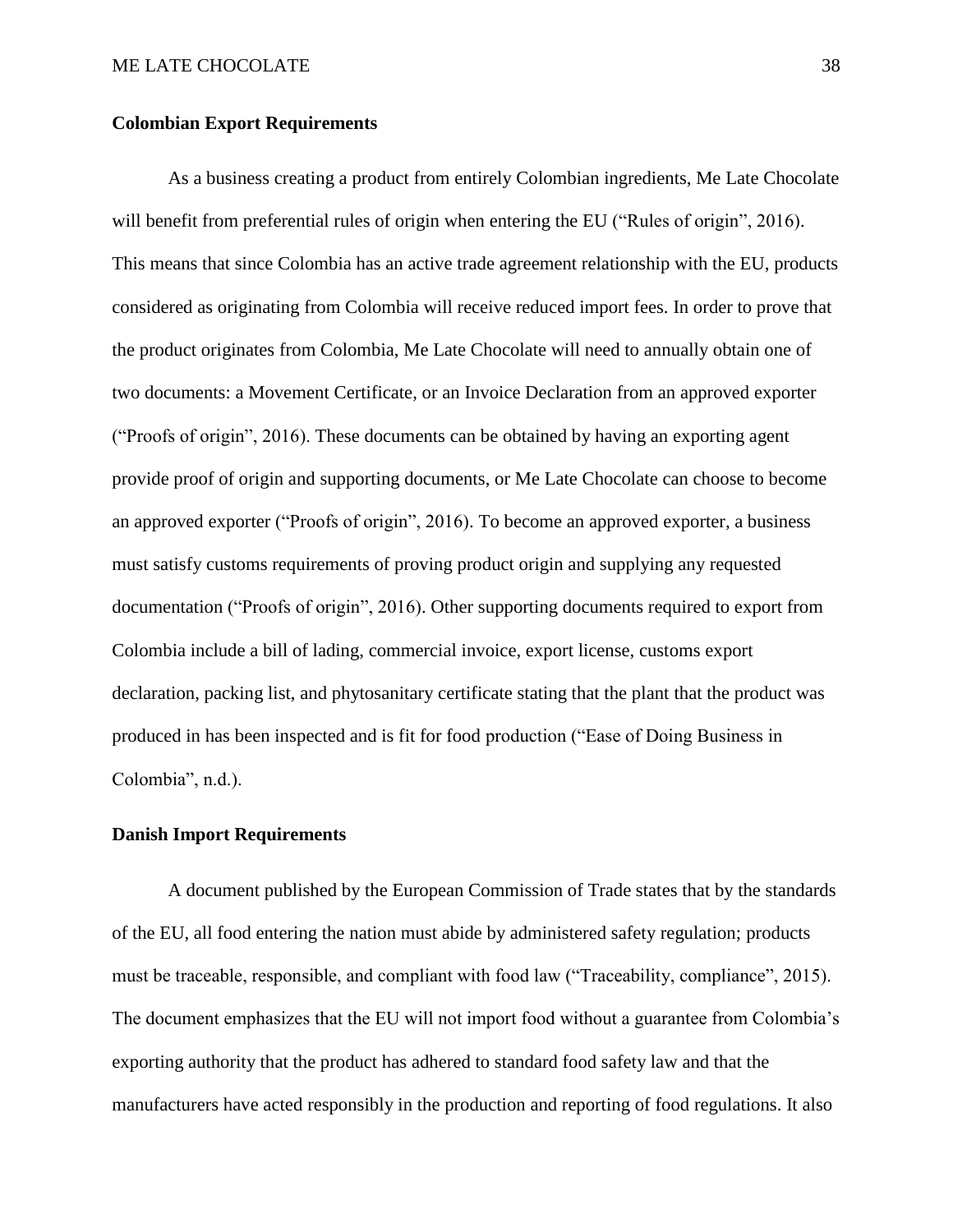### Colombian Export Requirements

As a business creating a product from entirely Colombian ingredients, Me Late Chocolate will benefit from preferential rules of origin when entering the EU ("Rules of origin", 2016). This means that since Colombia has an active trade agreement relationship with the EU, products considered as originating from Colombia will receive reduced import fees. In order to prove that the product originates from Colombia, Me Late Chocolate will need to annually obtain one of two documents: a Movement Certificate, or an Invoice Declaration from an approved exporter ("Proofs of origin", 2016). These documents can be obtained by having an exporting agent provide proof of origin and supporting documents, or Me Late Chocolate can choose to become an approved exporter ("Proofs of origin", 2016). To become an approved exporter, a business must satisfy customs requirements of proving product origin and supplying any requested documentation ("Proofs of origin", 2016). Other supporting documents required to export from Colombia include a bill of lading, commercial invoice, export license, customs export declaration, packing list, and phytosanitary certificate stating that the plant that the product was produced in has been inspected and is fit for food production ("Ease of Doing Business in Colombia", n.d.).

### Danish Import Requirements

A document published by the European Commission of Trade states that by the standards of the EU, all food entering the nation must abide by administered safety regulation; products must be traceable, responsible, and compliant with food law ("Traceability, compliance", 2015). The document emphasizes that the EU will not import food without a guarantee from Colombia's exporting authority that the product has adhered to standard food safety law and that the manufacturers have acted responsibly in the production and reporting of food regulations. It also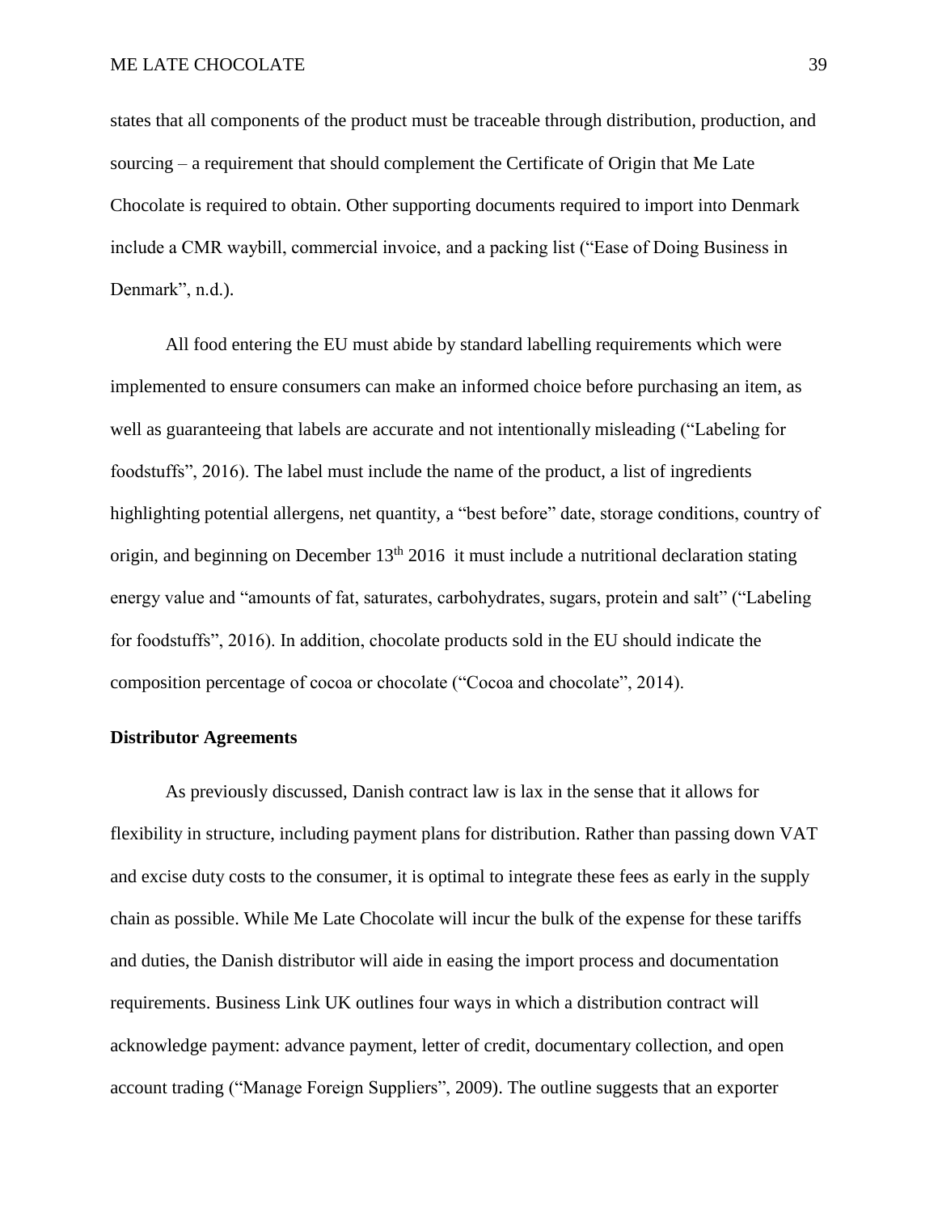states that all components of the product must be traceable through distribution, production, and sourcing – a requirement that should complement the Certificate of Origin that Me Late Chocolate is required to obtain. Other supporting documents required to import into Denmark include a CMR waybill, commercial invoice, and a packing list (“Ease of Doing Business in Denmark”, n.d.).

All food entering the EU must abide by standard labelling requirements which were implemented to ensure consumers can make an informed choice before purchasing an item, as well as guaranteeing that labels are accurate and not intentionally misleading (“Labeling for foodstuffs”, 2016). The label must include the name of the product, a list of ingredients highlighting potential allergens, net quantity, a “best before” date, storage conditions, country of origin, and beginning on December 13th 2016 it must include a nutritional declaration stating energy value and “amounts of fat, saturates, carbohydrates, sugars, protein and salt” (“Labeling for foodstuffs”, 2016). In addition, chocolate products sold in the EU should indicate the composition percentage of cocoa or chocolate (“Cocoa and chocolate”, 2014).

**Distributor Agreements**

As previously discussed, Danish contract law is lax in the sense that it allows for flexibility in structure, including payment plans for distribution. Rather than passing down VAT and excise duty costs to the consumer, it is optimal to integrate these fees as early in the supply chain as possible. While Me Late Chocolate will incur the bulk of the expense for these tariffs and duties, the Danish distributor will aide in easing the import process and documentation requirements. Business Link UK outlines four ways in which a distribution contract will acknowledge payment: advance payment, letter of credit, documentary collection, and open account trading (“Manage Foreign Suppliers”, 2009). The outline suggests that an exporter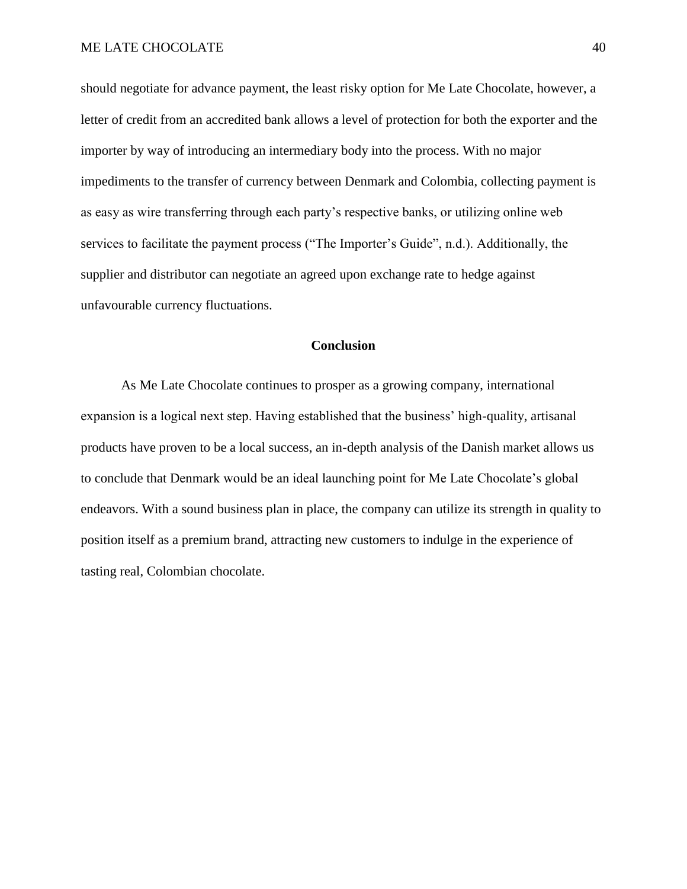should negotiate for advance payment, the least risky option for Me Late Chocolate, however, a letter of credit from an accredited bank allows a level of protection for both the exporter and the importer by way of introducing an intermediary body into the process. With no major impediments to the transfer of currency between Denmark and Colombia, collecting payment is as easy as wire transferring through each party's respective banks, or utilizing online web services to facilitate the payment process ("The Importer's Guide", n.d.). Additionally, the supplier and distributor can negotiate an agreed upon exchange rate to hedge against unfavourable currency fluctuations.

## Conclusion

As Me Late Chocolate continues to prosper as a growing company, international expansion is a logical next step. Having established that the business' high-quality, artisanal products have proven to be a local success, an in-depth analysis of the Danish market allows us to conclude that Denmark would be an ideal launching point for Me Late Chocolate's global endeavors. With a sound business plan in place, the company can utilize its strength in quality to position itself as a premium brand, attracting new customers to indulge in the experience of tasting real, Colombian chocolate.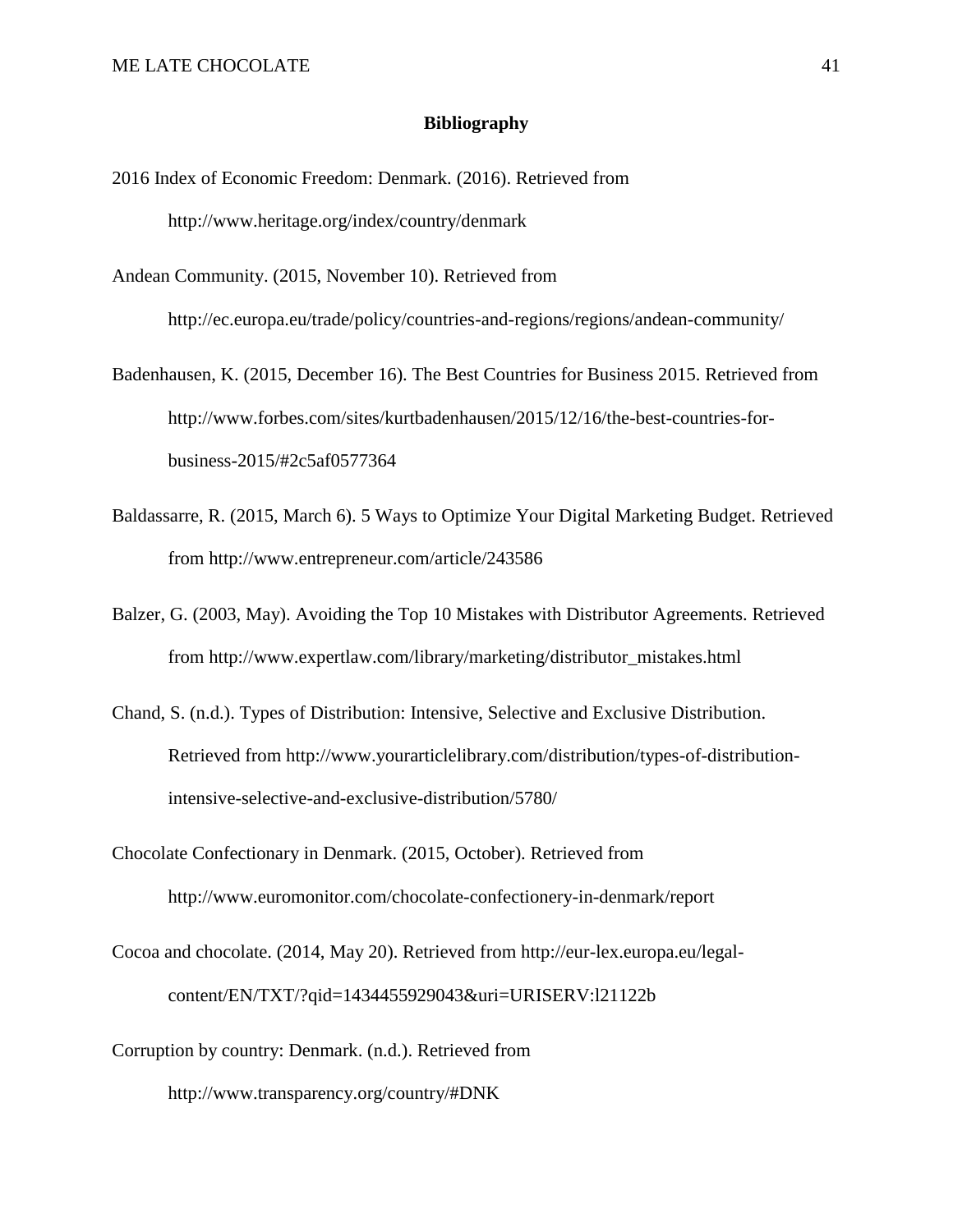## Bibliography

2016 Index of Economic Freedom: Denmark. (2016). Retrieved from http://www.heritage.org/index/country/denmark

Andean Community. (2015, November 10). Retrieved from http://ec.europa.eu/trade/policy/countries-and-regions/regions/andean-community/

Badenhausen, K. (2015, December 16). The Best Countries for Business 2015. Retrieved from http://www.forbes.com/sites/kurtbadenhausen/2015/12/16/the-best-countries-for-business-2015/#2c5af0577364

Baldassarre, R. (2015, March 6). 5 Ways to Optimize Your Digital Marketing Budget. Retrieved from http://www.entrepreneur.com/article/243586

Balzer, G. (2003, May). Avoiding the Top 10 Mistakes with Distributor Agreements. Retrieved from http://www.expertlaw.com/library/marketing/distributor_mistakes.html

Chand, S. (n.d.). Types of Distribution: Intensive, Selective and Exclusive Distribution. Retrieved from http://www.yourarticlelibrary.com/distribution/types-of-distribution-intensive-selective-and-exclusive-distribution/5780/

Chocolate Confectionary in Denmark. (2015, October). Retrieved from http://www.euromonitor.com/chocolate-confectionery-in-denmark/report

Cocoa and chocolate. (2014, May 20). Retrieved from http://eur-lex.europa.eu/legal-content/EN/TXT/?qid=1434455929043&uri=URISERV:l21122b

Corruption by country: Denmark. (n.d.). Retrieved from http://www.transparency.org/country/#DNK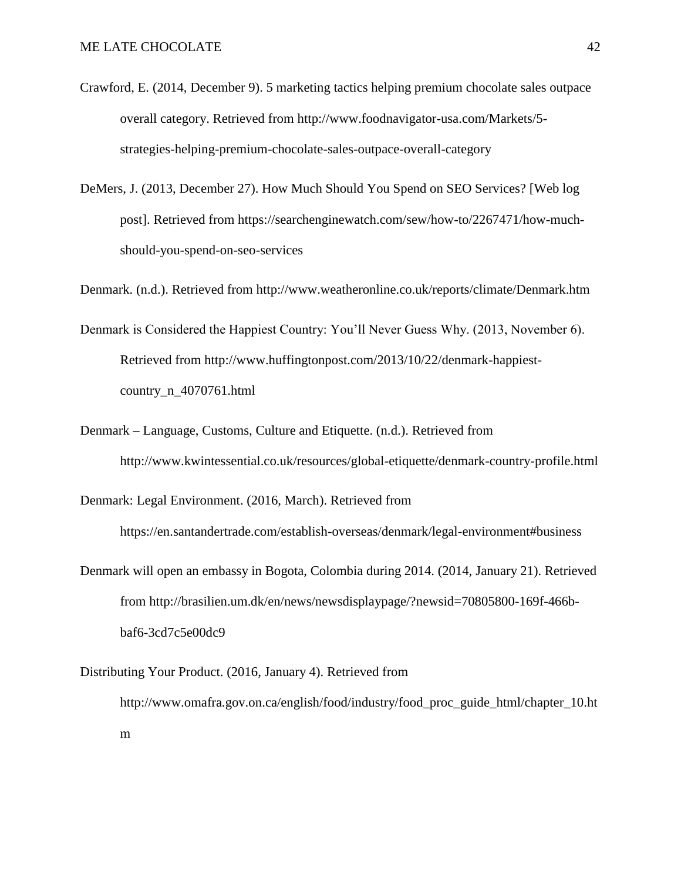Crawford, E. (2014, December 9). 5 marketing tactics helping premium chocolate sales outpace overall category. Retrieved from http://www.foodnavigator-usa.com/Markets/5-strategies-helping-premium-chocolate-sales-outpace-overall-category

DeMers, J. (2013, December 27). How Much Should You Spend on SEO Services? [Web log post]. Retrieved from https://searchenginewatch.com/sew/how-to/2267471/how-much-should-you-spend-on-seo-services

Denmark. (n.d.). Retrieved from http://www.weatheronline.co.uk/reports/climate/Denmark.htm

Denmark is Considered the Happiest Country: You'll Never Guess Why. (2013, November 6). Retrieved from http://www.huffingtonpost.com/2013/10/22/denmark-happiest-country_n_4070761.html

Denmark – Language, Customs, Culture and Etiquette. (n.d.). Retrieved from http://www.kwintessential.co.uk/resources/global-etiquette/denmark-country-profile.html

Denmark: Legal Environment. (2016, March). Retrieved from https://en.santandertrade.com/establish-overseas/denmark/legal-environment#business

Denmark will open an embassy in Bogota, Colombia during 2014. (2014, January 21). Retrieved from http://brasilien.um.dk/en/news/newsdisplaypage/?newsid=70805800-169f-466b-baf6-3cd7c5e00dc9

Distributing Your Product. (2016, January 4). Retrieved from http://www.omafra.gov.on.ca/english/food/industry/food_proc_guide_html/chapter_10.htm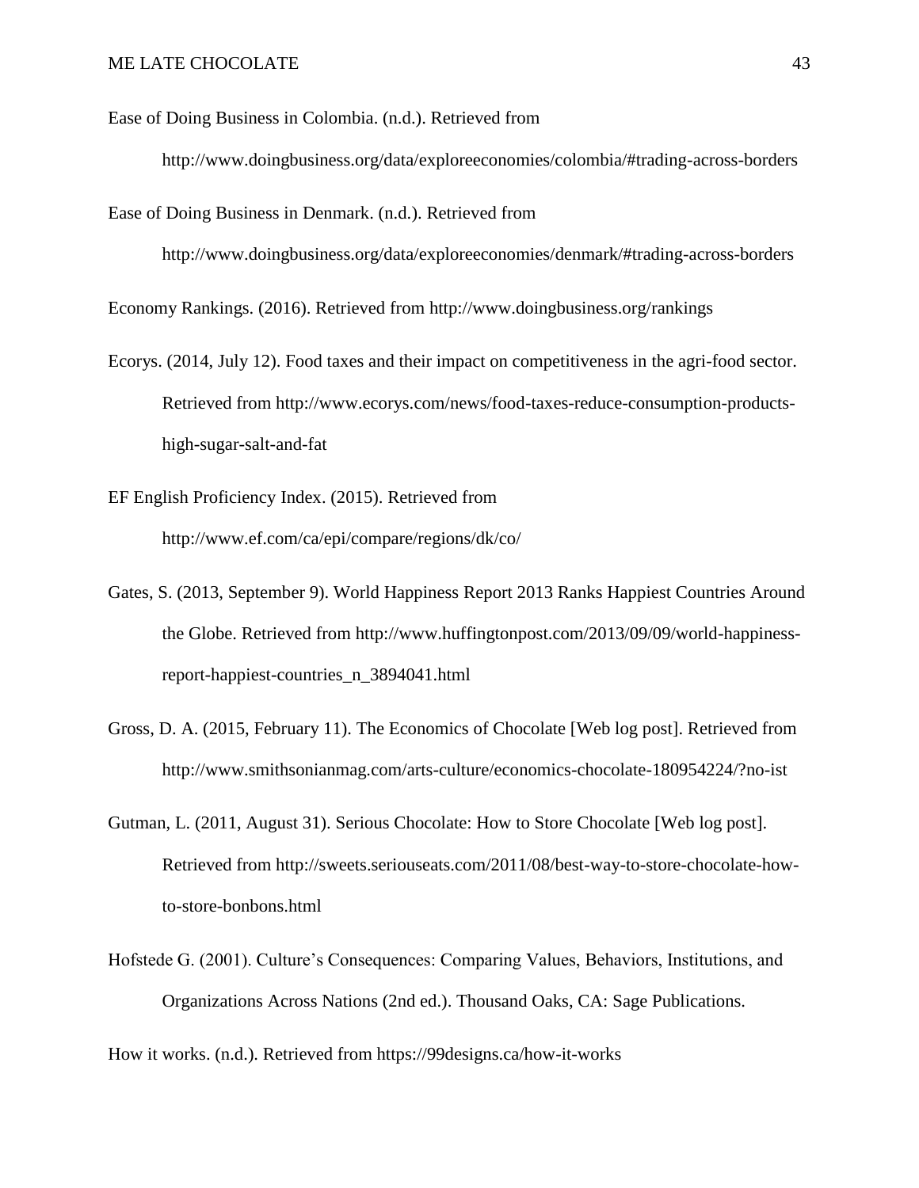Ease of Doing Business in Colombia. (n.d.). Retrieved from http://www.doingbusiness.org/data/exploreeconomies/colombia/#trading-across-borders

Ease of Doing Business in Denmark. (n.d.). Retrieved from http://www.doingbusiness.org/data/exploreeconomies/denmark/#trading-across-borders

Economy Rankings. (2016). Retrieved from http://www.doingbusiness.org/rankings

Ecorys. (2014, July 12). Food taxes and their impact on competitiveness in the agri-food sector. Retrieved from http://www.ecorys.com/news/food-taxes-reduce-consumption-products-high-sugar-salt-and-fat

EF English Proficiency Index. (2015). Retrieved from http://www.ef.com/ca/epi/compare/regions/dk/co/

Gates, S. (2013, September 9). World Happiness Report 2013 Ranks Happiest Countries Around the Globe. Retrieved from http://www.huffingtonpost.com/2013/09/09/world-happiness-report-happiest-countries_n_3894041.html

Gross, D. A. (2015, February 11). The Economics of Chocolate [Web log post]. Retrieved from http://www.smithsonianmag.com/arts-culture/economics-chocolate-180954224/?no-ist

Gutman, L. (2011, August 31). Serious Chocolate: How to Store Chocolate [Web log post]. Retrieved from http://sweets.seriouseats.com/2011/08/best-way-to-store-chocolate-how-to-store-bonbons.html

Hofstede G. (2001). Culture's Consequences: Comparing Values, Behaviors, Institutions, and Organizations Across Nations (2nd ed.). Thousand Oaks, CA: Sage Publications.

How it works. (n.d.). Retrieved from https://99designs.ca/how-it-works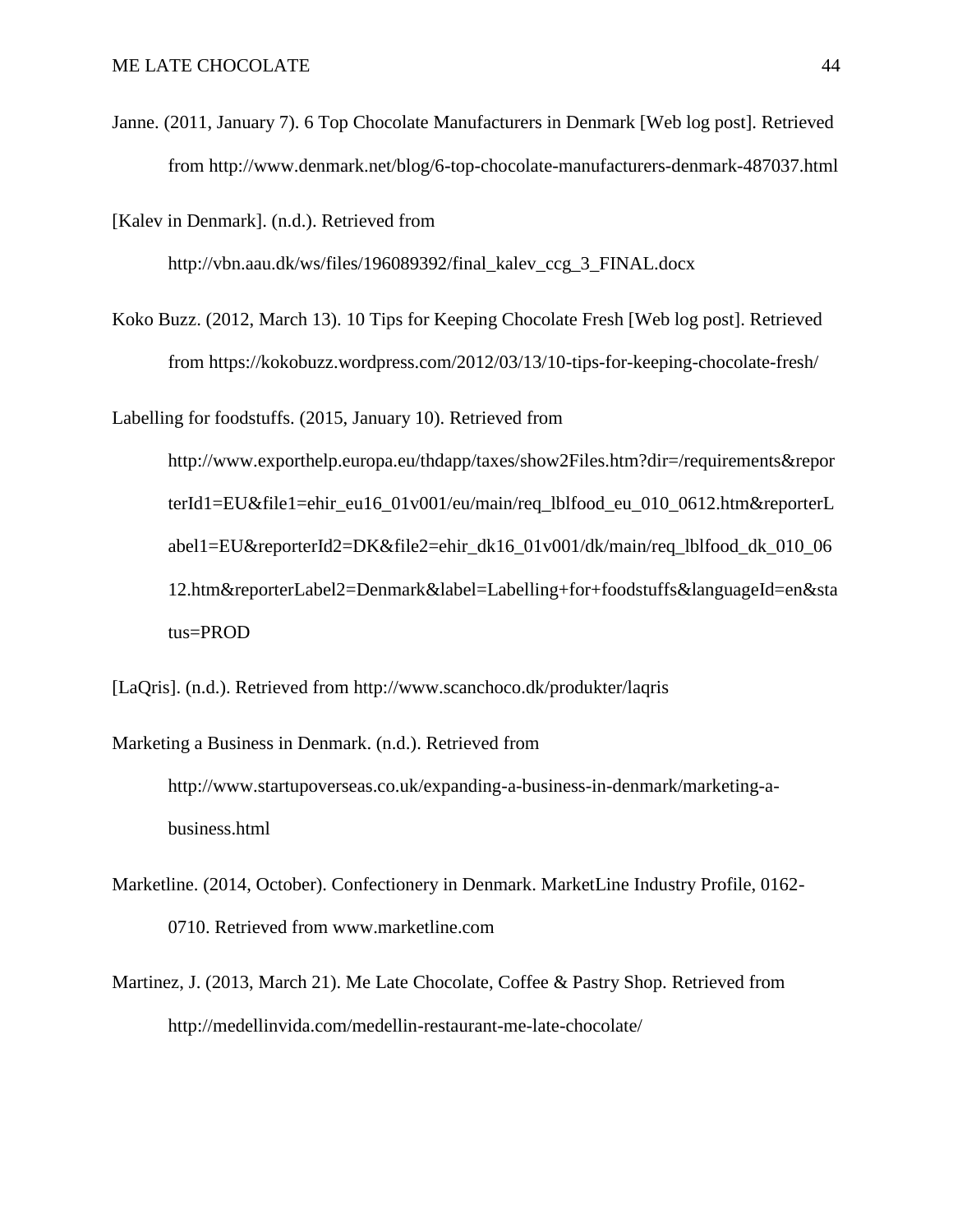Janne. (2011, January 7). 6 Top Chocolate Manufacturers in Denmark [Web log post]. Retrieved from http://www.denmark.net/blog/6-top-chocolate-manufacturers-denmark-487037.html

[Kalev in Denmark]. (n.d.). Retrieved from http://vbn.aau.dk/ws/files/196089392/final_kalev_ccg_3_FINAL.docx

Koko Buzz. (2012, March 13). 10 Tips for Keeping Chocolate Fresh [Web log post]. Retrieved from https://kokobuzz.wordpress.com/2012/03/13/10-tips-for-keeping-chocolate-fresh/

Labelling for foodstuffs. (2015, January 10). Retrieved from http://www.exporthelp.europa.eu/thdapp/taxes/show2Files.htm?dir=/requirements&reporterId1=EU&file1=ehir_eu16_01v001/eu/main/req_lblfood_eu_010_0612.htm&reporterLabel1=EU&reporterId2=DK&file2=ehir_dk16_01v001/dk/main/req_lblfood_dk_010_0612.htm&reporterLabel2=Denmark&label=Labelling+for+foodstuffs&languageId=en&status=PROD

[LaQris]. (n.d.). Retrieved from http://www.scanchoco.dk/produkter/laqris

Marketing a Business in Denmark. (n.d.). Retrieved from http://www.startupoverseas.co.uk/expanding-a-business-in-denmark/marketing-a-business.html

Marketline. (2014, October). Confectionery in Denmark. MarketLine Industry Profile, 0162-0710. Retrieved from www.marketline.com

Martinez, J. (2013, March 21). Me Late Chocolate, Coffee & Pastry Shop. Retrieved from http://medellinvida.com/medellin-restaurant-me-late-chocolate/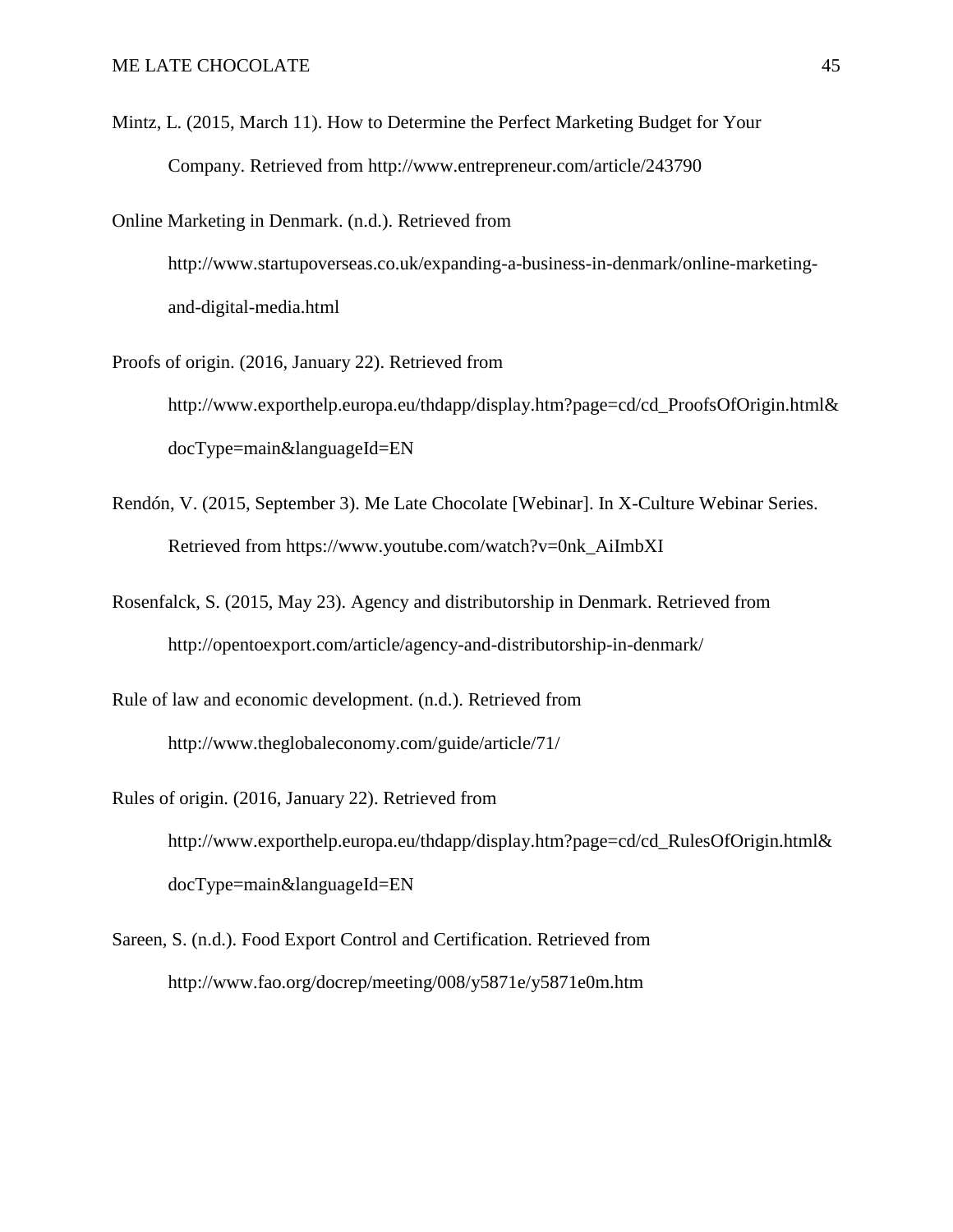Mintz, L. (2015, March 11). How to Determine the Perfect Marketing Budget for Your Company. Retrieved from http://www.entrepreneur.com/article/243790

Online Marketing in Denmark. (n.d.). Retrieved from http://www.startupoverseas.co.uk/expanding-a-business-in-denmark/online-marketing-and-digital-media.html

Proofs of origin. (2016, January 22). Retrieved from http://www.exporthelp.europa.eu/thdapp/display.htm?page=cd/cd_ProofsOfOrigin.html&docType=main&languageId=EN

Rendón, V. (2015, September 3). Me Late Chocolate [Webinar]. In X-Culture Webinar Series. Retrieved from https://www.youtube.com/watch?v=0nk_AiImbXI

Rosenfalck, S. (2015, May 23). Agency and distributorship in Denmark. Retrieved from http://opentoexport.com/article/agency-and-distributorship-in-denmark/

Rule of law and economic development. (n.d.). Retrieved from http://www.theglobaleconomy.com/guide/article/71/

Rules of origin. (2016, January 22). Retrieved from http://www.exporthelp.europa.eu/thdapp/display.htm?page=cd/cd_RulesOfOrigin.html&docType=main&languageId=EN

Sareen, S. (n.d.). Food Export Control and Certification. Retrieved from http://www.fao.org/docrep/meeting/008/y5871e/y5871e0m.htm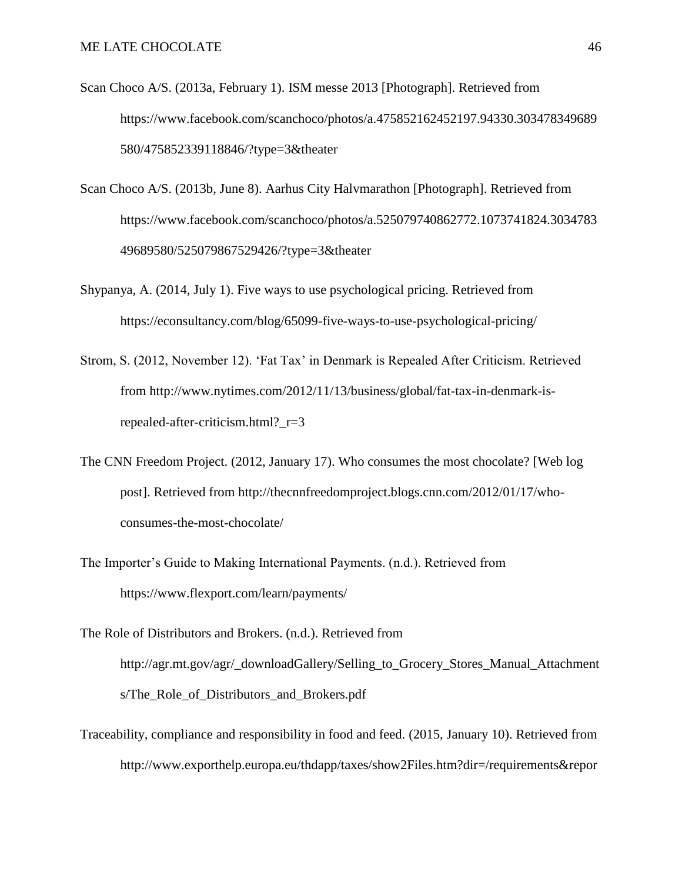Scan Choco A/S. (2013a, February 1). ISM messe 2013 [Photograph]. Retrieved from https://www.facebook.com/scanchoco/photos/a.475852162452197.94330.303478349689580/475852339118846/?type=3&theater

Scan Choco A/S. (2013b, June 8). Aarhus City Halvmarathon [Photograph]. Retrieved from https://www.facebook.com/scanchoco/photos/a.525079740862772.1073741824.303478349689580/525079867529426/?type=3&theater

Shypanya, A. (2014, July 1). Five ways to use psychological pricing. Retrieved from https://econsultancy.com/blog/65099-five-ways-to-use-psychological-pricing/

Strom, S. (2012, November 12). 'Fat Tax' in Denmark is Repealed After Criticism. Retrieved from http://www.nytimes.com/2012/11/13/business/global/fat-tax-in-denmark-is-repealed-after-criticism.html?_r=3

The CNN Freedom Project. (2012, January 17). Who consumes the most chocolate? [Web log post]. Retrieved from http://thecnnfreedomproject.blogs.cnn.com/2012/01/17/who-consumes-the-most-chocolate/

The Importer's Guide to Making International Payments. (n.d.). Retrieved from https://www.flexport.com/learn/payments/

The Role of Distributors and Brokers. (n.d.). Retrieved from http://agr.mt.gov/agr/_downloadGallery/Selling_to_Grocery_Stores_Manual_Attachments/The_Role_of_Distributors_and_Brokers.pdf

Traceability, compliance and responsibility in food and feed. (2015, January 10). Retrieved from http://www.exporthelp.europa.eu/thdapp/taxes/show2Files.htm?dir=/requirements&repor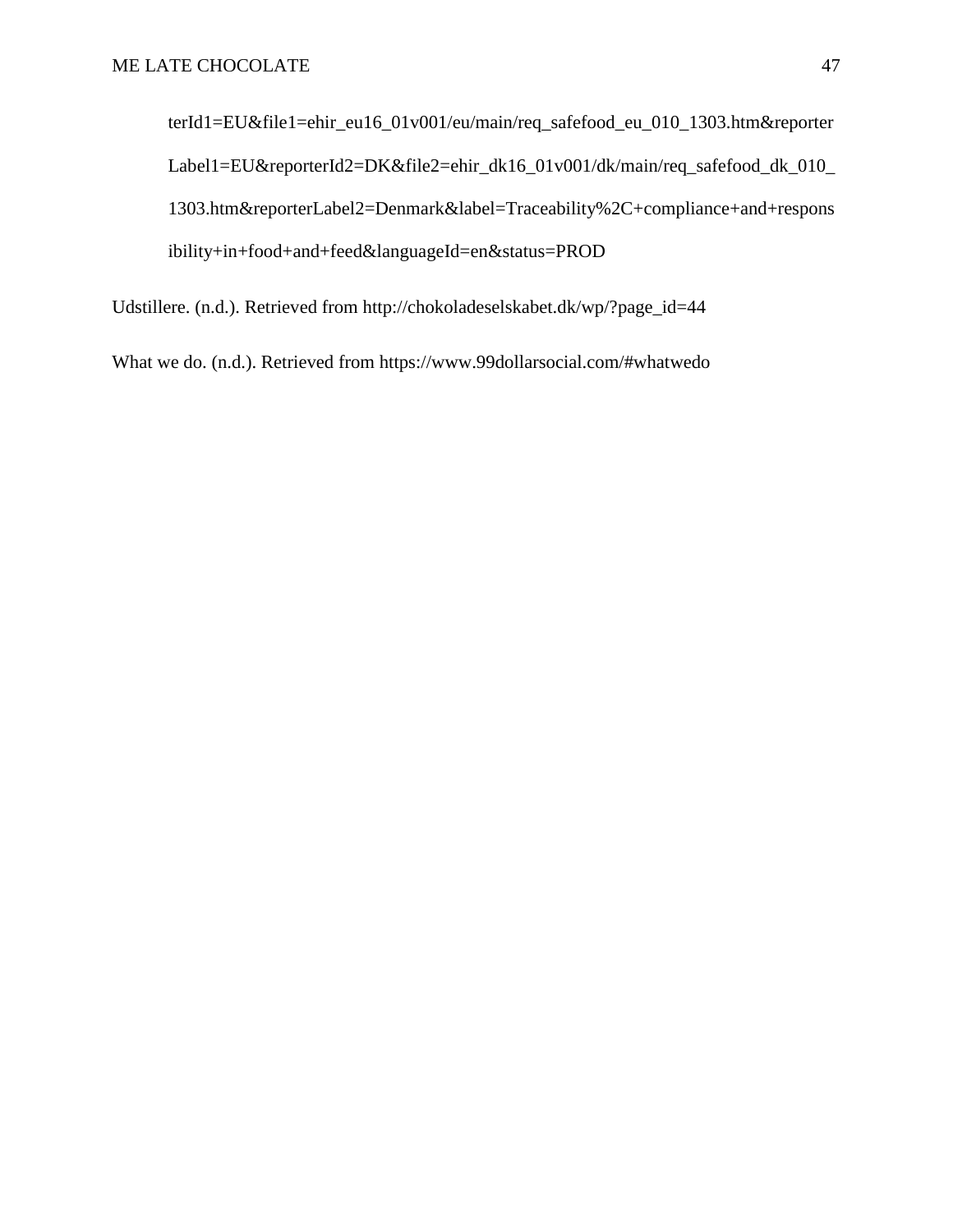terId1=EU&file1=ehir_eu16_01v001/eu/main/req_safefood_eu_010_1303.htm&reporterLabel1=EU&reporterId2=DK&file2=ehir_dk16_01v001/dk/main/req_safefood_dk_010_1303.htm&reporterLabel2=Denmark&label=Traceability%2C+compliance+and+responsibility+in+food+and+feed&languageId=en&status=PROD

Udstillere. (n.d.). Retrieved from http://chokoladeselskabet.dk/wp/?page_id=44

What we do. (n.d.). Retrieved from https://www.99dollarsocial.com/#whatwedo